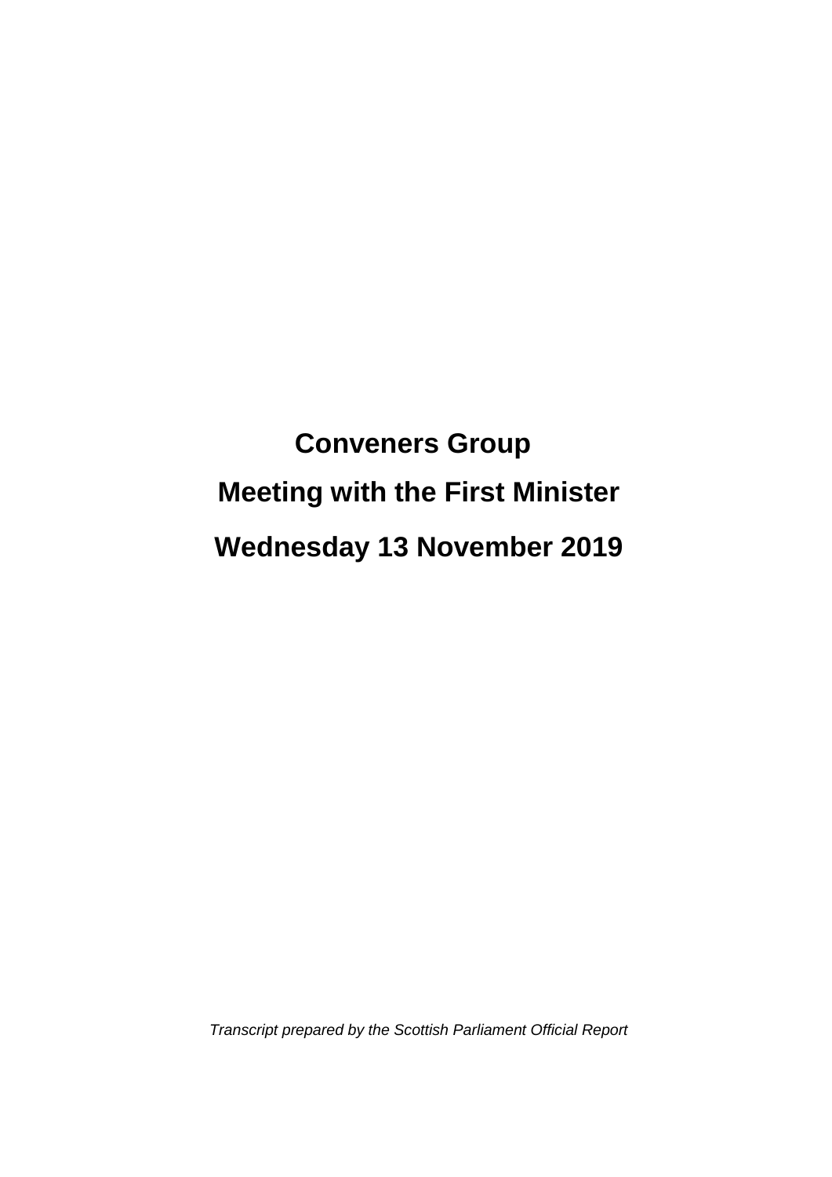# Conveners Group

# Meeting with the First Minister

# Wednesday 13 November 2019

*Transcript prepared by the Scottish Parliament Official Report*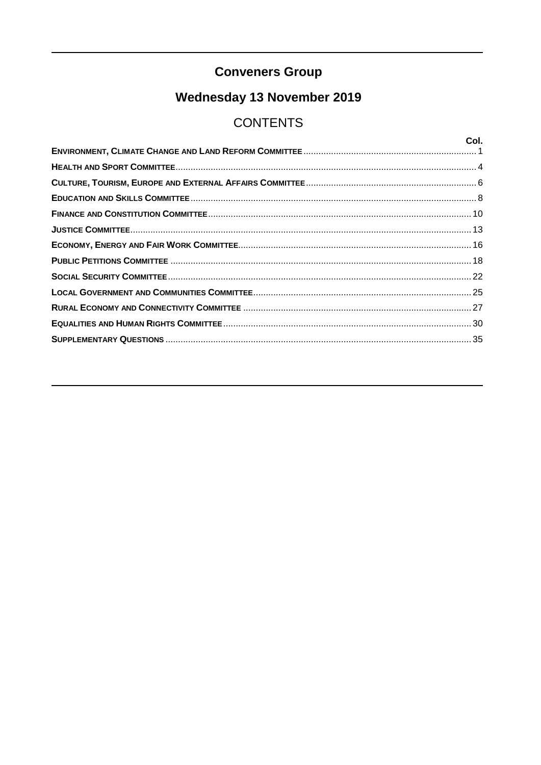# Conveners Group

## Wednesday 13 November 2019

## CONTENTS

| | Col. |
|---|---|
| **ENVIRONMENT, CLIMATE CHANGE AND LAND REFORM COMMITTEE** | 1 |
| **HEALTH AND SPORT COMMITTEE** | 4 |
| **CULTURE, TOURISM, EUROPE AND EXTERNAL AFFAIRS COMMITTEE** | 6 |
| **EDUCATION AND SKILLS COMMITTEE** | 8 |
| **FINANCE AND CONSTITUTION COMMITTEE** | 10 |
| **JUSTICE COMMITTEE** | 13 |
| **ECONOMY, ENERGY AND FAIR WORK COMMITTEE** | 16 |
| **PUBLIC PETITIONS COMMITTEE** | 18 |
| **SOCIAL SECURITY COMMITTEE** | 22 |
| **LOCAL GOVERNMENT AND COMMUNITIES COMMITTEE** | 25 |
| **RURAL ECONOMY AND CONNECTIVITY COMMITTEE** | 27 |
| **EQUALITIES AND HUMAN RIGHTS COMMITTEE** | 30 |
| **SUPPLEMENTARY QUESTIONS** | 35 |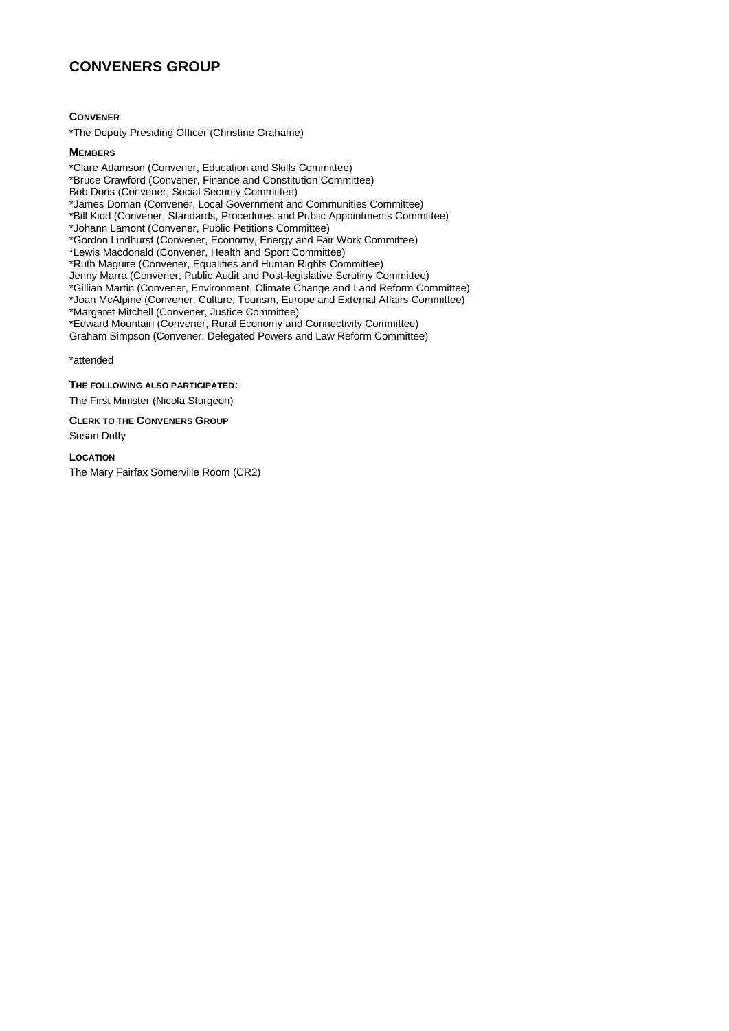# CONVENERS GROUP

**CONVENER**

*The Deputy Presiding Officer (Christine Grahame)

**MEMBERS**

*Clare Adamson (Convener, Education and Skills Committee)
*Bruce Crawford (Convener, Finance and Constitution Committee)
Bob Doris (Convener, Social Security Committee)
*James Dornan (Convener, Local Government and Communities Committee)
*Bill Kidd (Convener, Standards, Procedures and Public Appointments Committee)
*Johann Lamont (Convener, Public Petitions Committee)
*Gordon Lindhurst (Convener, Economy, Energy and Fair Work Committee)
*Lewis Macdonald (Convener, Health and Sport Committee)
*Ruth Maguire (Convener, Equalities and Human Rights Committee)
Jenny Marra (Convener, Public Audit and Post-legislative Scrutiny Committee)
*Gillian Martin (Convener, Environment, Climate Change and Land Reform Committee)
*Joan McAlpine (Convener, Culture, Tourism, Europe and External Affairs Committee)
*Margaret Mitchell (Convener, Justice Committee)
*Edward Mountain (Convener, Rural Economy and Connectivity Committee)
Graham Simpson (Convener, Delegated Powers and Law Reform Committee)

*attended

**THE FOLLOWING ALSO PARTICIPATED:**

The First Minister (Nicola Sturgeon)

**CLERK TO THE CONVENERS GROUP**

Susan Duffy

**LOCATION**

The Mary Fairfax Somerville Room (CR2)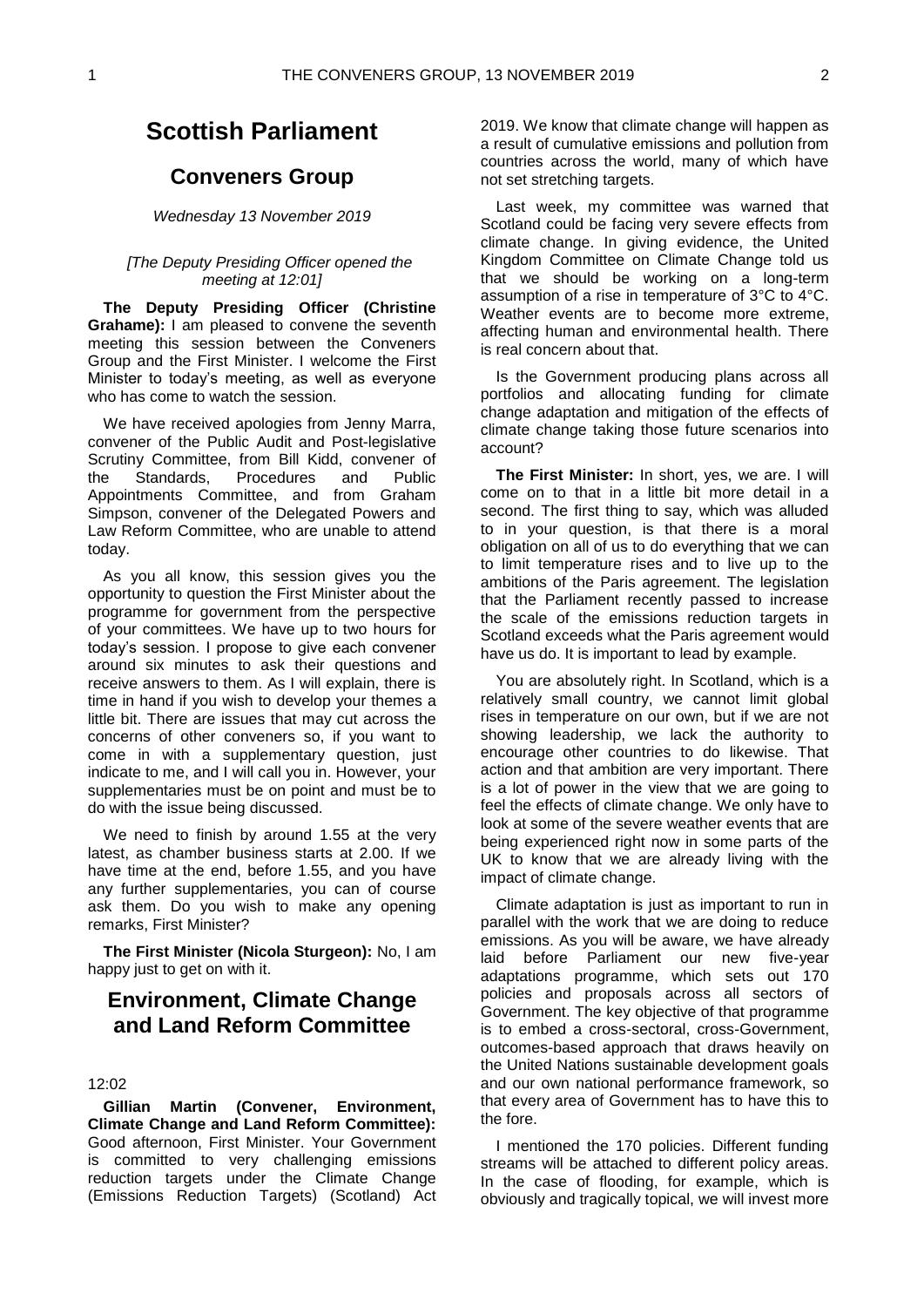# Scottish Parliament

## Conveners Group

*Wednesday 13 November 2019*

*[The Deputy Presiding Officer opened the meeting at 12:01]*

**The Deputy Presiding Officer (Christine Grahame):** I am pleased to convene the seventh meeting this session between the Conveners Group and the First Minister. I welcome the First Minister to today's meeting, as well as everyone who has come to watch the session.

We have received apologies from Jenny Marra, convener of the Public Audit and Post-legislative Scrutiny Committee, from Bill Kidd, convener of the Standards, Procedures and Public Appointments Committee, and from Graham Simpson, convener of the Delegated Powers and Law Reform Committee, who are unable to attend today.

As you all know, this session gives you the opportunity to question the First Minister about the programme for government from the perspective of your committees. We have up to two hours for today's session. I propose to give each convener around six minutes to ask their questions and receive answers to them. As I will explain, there is time in hand if you wish to develop your themes a little bit. There are issues that may cut across the concerns of other conveners so, if you want to come in with a supplementary question, just indicate to me, and I will call you in. However, your supplementaries must be on point and must be to do with the issue being discussed.

We need to finish by around 1.55 at the very latest, as chamber business starts at 2.00. If we have time at the end, before 1.55, and you have any further supplementaries, you can of course ask them. Do you wish to make any opening remarks, First Minister?

**The First Minister (Nicola Sturgeon):** No, I am happy just to get on with it.

# Environment, Climate Change and Land Reform Committee

12:02

**Gillian Martin (Convener, Environment, Climate Change and Land Reform Committee):** Good afternoon, First Minister. Your Government is committed to very challenging emissions reduction targets under the Climate Change (Emissions Reduction Targets) (Scotland) Act 2019. We know that climate change will happen as a result of cumulative emissions and pollution from countries across the world, many of which have not set stretching targets.

Last week, my committee was warned that Scotland could be facing very severe effects from climate change. In giving evidence, the United Kingdom Committee on Climate Change told us that we should be working on a long-term assumption of a rise in temperature of 3°C to 4°C. Weather events are to become more extreme, affecting human and environmental health. There is real concern about that.

Is the Government producing plans across all portfolios and allocating funding for climate change adaptation and mitigation of the effects of climate change taking those future scenarios into account?

**The First Minister:** In short, yes, we are. I will come on to that in a little bit more detail in a second. The first thing to say, which was alluded to in your question, is that there is a moral obligation on all of us to do everything that we can to limit temperature rises and to live up to the ambitions of the Paris agreement. The legislation that the Parliament recently passed to increase the scale of the emissions reduction targets in Scotland exceeds what the Paris agreement would have us do. It is important to lead by example.

You are absolutely right. In Scotland, which is a relatively small country, we cannot limit global rises in temperature on our own, but if we are not showing leadership, we lack the authority to encourage other countries to do likewise. That action and that ambition are very important. There is a lot of power in the view that we are going to feel the effects of climate change. We only have to look at some of the severe weather events that are being experienced right now in some parts of the UK to know that we are already living with the impact of climate change.

Climate adaptation is just as important to run in parallel with the work that we are doing to reduce emissions. As you will be aware, we have already laid before Parliament our new five-year adaptations programme, which sets out 170 policies and proposals across all sectors of Government. The key objective of that programme is to embed a cross-sectoral, cross-Government, outcomes-based approach that draws heavily on the United Nations sustainable development goals and our own national performance framework, so that every area of Government has to have this to the fore.

I mentioned the 170 policies. Different funding streams will be attached to different policy areas. In the case of flooding, for example, which is obviously and tragically topical, we will invest more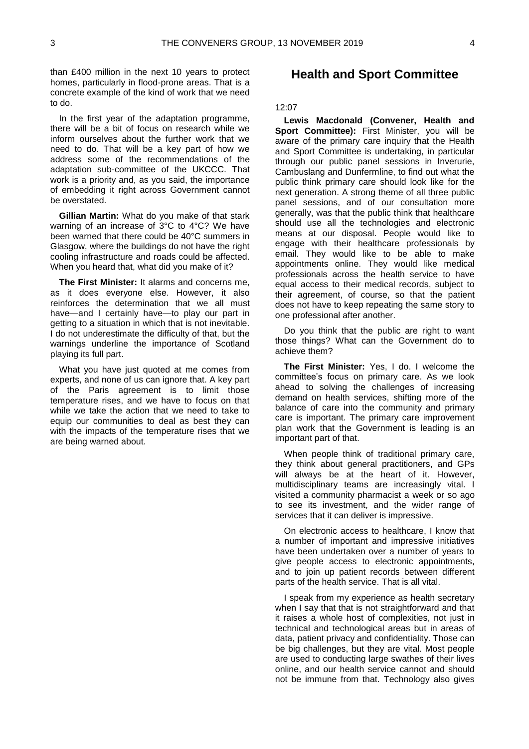than £400 million in the next 10 years to protect homes, particularly in flood-prone areas. That is a concrete example of the kind of work that we need to do.

In the first year of the adaptation programme, there will be a bit of focus on research while we inform ourselves about the further work that we need to do. That will be a key part of how we address some of the recommendations of the adaptation sub-committee of the UKCCC. That work is a priority and, as you said, the importance of embedding it right across Government cannot be overstated.

**Gillian Martin:** What do you make of that stark warning of an increase of 3°C to 4°C? We have been warned that there could be 40°C summers in Glasgow, where the buildings do not have the right cooling infrastructure and roads could be affected. When you heard that, what did you make of it?

**The First Minister:** It alarms and concerns me, as it does everyone else. However, it also reinforces the determination that we all must have—and I certainly have—to play our part in getting to a situation in which that is not inevitable. I do not underestimate the difficulty of that, but the warnings underline the importance of Scotland playing its full part.

What you have just quoted at me comes from experts, and none of us can ignore that. A key part of the Paris agreement is to limit those temperature rises, and we have to focus on that while we take the action that we need to take to equip our communities to deal as best they can with the impacts of the temperature rises that we are being warned about.

## Health and Sport Committee

12:07

**Lewis Macdonald (Convener, Health and Sport Committee):** First Minister, you will be aware of the primary care inquiry that the Health and Sport Committee is undertaking, in particular through our public panel sessions in Inverurie, Cambuslang and Dunfermline, to find out what the public think primary care should look like for the next generation. A strong theme of all three public panel sessions, and of our consultation more generally, was that the public think that healthcare should use all the technologies and electronic means at our disposal. People would like to engage with their healthcare professionals by email. They would like to be able to make appointments online. They would like medical professionals across the health service to have equal access to their medical records, subject to their agreement, of course, so that the patient does not have to keep repeating the same story to one professional after another.

Do you think that the public are right to want those things? What can the Government do to achieve them?

**The First Minister:** Yes, I do. I welcome the committee's focus on primary care. As we look ahead to solving the challenges of increasing demand on health services, shifting more of the balance of care into the community and primary care is important. The primary care improvement plan work that the Government is leading is an important part of that.

When people think of traditional primary care, they think about general practitioners, and GPs will always be at the heart of it. However, multidisciplinary teams are increasingly vital. I visited a community pharmacist a week or so ago to see its investment, and the wider range of services that it can deliver is impressive.

On electronic access to healthcare, I know that a number of important and impressive initiatives have been undertaken over a number of years to give people access to electronic appointments, and to join up patient records between different parts of the health service. That is all vital.

I speak from my experience as health secretary when I say that that is not straightforward and that it raises a whole host of complexities, not just in technical and technological areas but in areas of data, patient privacy and confidentiality. Those can be big challenges, but they are vital. Most people are used to conducting large swathes of their lives online, and our health service cannot and should not be immune from that. Technology also gives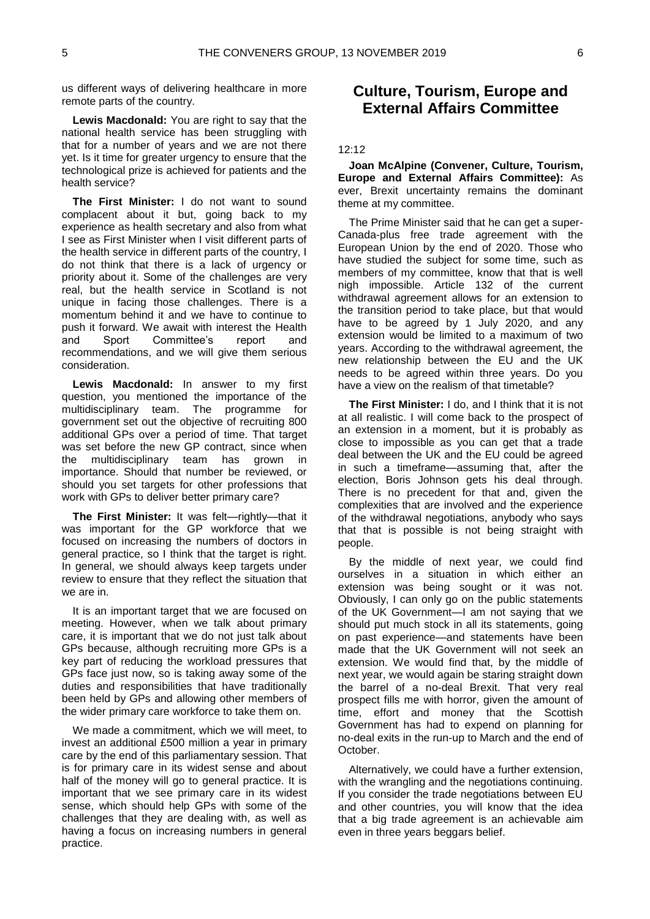us different ways of delivering healthcare in more remote parts of the country.

**Lewis Macdonald:** You are right to say that the national health service has been struggling with that for a number of years and we are not there yet. Is it time for greater urgency to ensure that the technological prize is achieved for patients and the health service?

**The First Minister:** I do not want to sound complacent about it but, going back to my experience as health secretary and also from what I see as First Minister when I visit different parts of the health service in different parts of the country, I do not think that there is a lack of urgency or priority about it. Some of the challenges are very real, but the health service in Scotland is not unique in facing those challenges. There is a momentum behind it and we have to continue to push it forward. We await with interest the Health and Sport Committee's report and recommendations, and we will give them serious consideration.

**Lewis Macdonald:** In answer to my first question, you mentioned the importance of the multidisciplinary team. The programme for government set out the objective of recruiting 800 additional GPs over a period of time. That target was set before the new GP contract, since when the multidisciplinary team has grown in importance. Should that number be reviewed, or should you set targets for other professions that work with GPs to deliver better primary care?

**The First Minister:** It was felt—rightly—that it was important for the GP workforce that we focused on increasing the numbers of doctors in general practice, so I think that the target is right. In general, we should always keep targets under review to ensure that they reflect the situation that we are in.

It is an important target that we are focused on meeting. However, when we talk about primary care, it is important that we do not just talk about GPs because, although recruiting more GPs is a key part of reducing the workload pressures that GPs face just now, so is taking away some of the duties and responsibilities that have traditionally been held by GPs and allowing other members of the wider primary care workforce to take them on.

We made a commitment, which we will meet, to invest an additional £500 million a year in primary care by the end of this parliamentary session. That is for primary care in its widest sense and about half of the money will go to general practice. It is important that we see primary care in its widest sense, which should help GPs with some of the challenges that they are dealing with, as well as having a focus on increasing numbers in general practice.

## Culture, Tourism, Europe and External Affairs Committee

12:12

**Joan McAlpine (Convener, Culture, Tourism, Europe and External Affairs Committee):** As ever, Brexit uncertainty remains the dominant theme at my committee.

The Prime Minister said that he can get a super-Canada-plus free trade agreement with the European Union by the end of 2020. Those who have studied the subject for some time, such as members of my committee, know that that is well nigh impossible. Article 132 of the current withdrawal agreement allows for an extension to the transition period to take place, but that would have to be agreed by 1 July 2020, and any extension would be limited to a maximum of two years. According to the withdrawal agreement, the new relationship between the EU and the UK needs to be agreed within three years. Do you have a view on the realism of that timetable?

**The First Minister:** I do, and I think that it is not at all realistic. I will come back to the prospect of an extension in a moment, but it is probably as close to impossible as you can get that a trade deal between the UK and the EU could be agreed in such a timeframe—assuming that, after the election, Boris Johnson gets his deal through. There is no precedent for that and, given the complexities that are involved and the experience of the withdrawal negotiations, anybody who says that that is possible is not being straight with people.

By the middle of next year, we could find ourselves in a situation in which either an extension was being sought or it was not. Obviously, I can only go on the public statements of the UK Government—I am not saying that we should put much stock in all its statements, going on past experience—and statements have been made that the UK Government will not seek an extension. We would find that, by the middle of next year, we would again be staring straight down the barrel of a no-deal Brexit. That very real prospect fills me with horror, given the amount of time, effort and money that the Scottish Government has had to expend on planning for no-deal exits in the run-up to March and the end of October.

Alternatively, we could have a further extension, with the wrangling and the negotiations continuing. If you consider the trade negotiations between EU and other countries, you will know that the idea that a big trade agreement is an achievable aim even in three years beggars belief.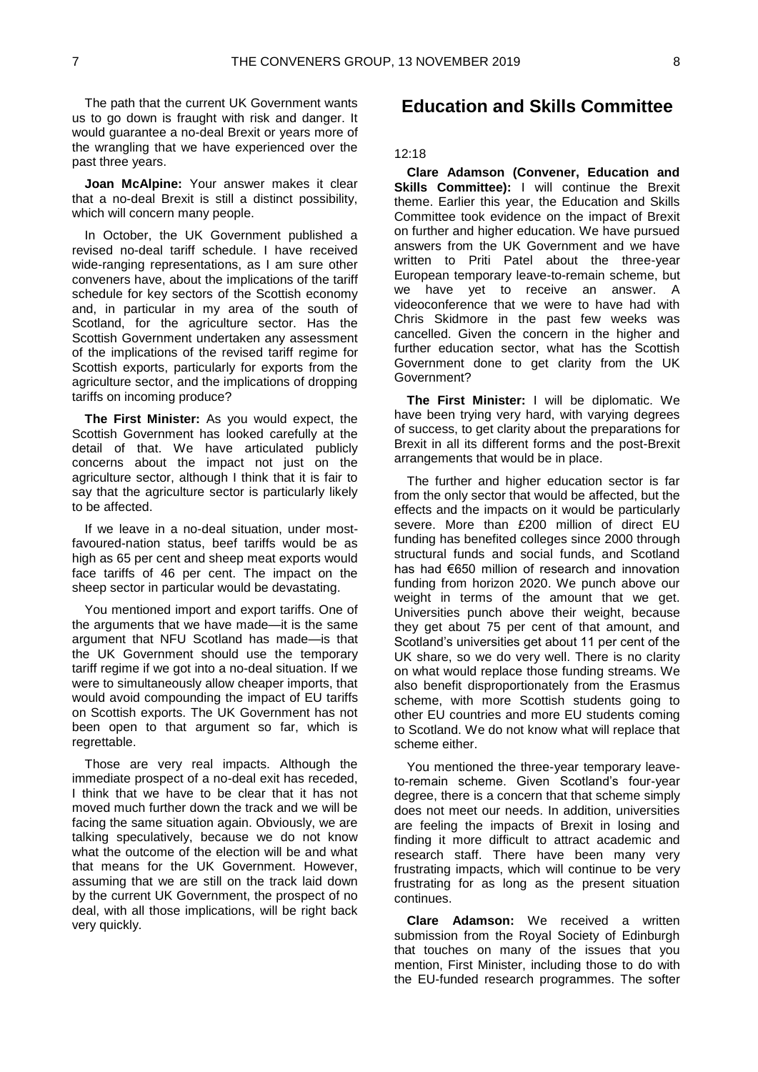The path that the current UK Government wants us to go down is fraught with risk and danger. It would guarantee a no-deal Brexit or years more of the wrangling that we have experienced over the past three years.

**Joan McAlpine:** Your answer makes it clear that a no-deal Brexit is still a distinct possibility, which will concern many people.

In October, the UK Government published a revised no-deal tariff schedule. I have received wide-ranging representations, as I am sure other conveners have, about the implications of the tariff schedule for key sectors of the Scottish economy and, in particular in my area of the south of Scotland, for the agriculture sector. Has the Scottish Government undertaken any assessment of the implications of the revised tariff regime for Scottish exports, particularly for exports from the agriculture sector, and the implications of dropping tariffs on incoming produce?

**The First Minister:** As you would expect, the Scottish Government has looked carefully at the detail of that. We have articulated publicly concerns about the impact not just on the agriculture sector, although I think that it is fair to say that the agriculture sector is particularly likely to be affected.

If we leave in a no-deal situation, under most-favoured-nation status, beef tariffs would be as high as 65 per cent and sheep meat exports would face tariffs of 46 per cent. The impact on the sheep sector in particular would be devastating.

You mentioned import and export tariffs. One of the arguments that we have made—it is the same argument that NFU Scotland has made—is that the UK Government should use the temporary tariff regime if we got into a no-deal situation. If we were to simultaneously allow cheaper imports, that would avoid compounding the impact of EU tariffs on Scottish exports. The UK Government has not been open to that argument so far, which is regrettable.

Those are very real impacts. Although the immediate prospect of a no-deal exit has receded, I think that we have to be clear that it has not moved much further down the track and we will be facing the same situation again. Obviously, we are talking speculatively, because we do not know what the outcome of the election will be and what that means for the UK Government. However, assuming that we are still on the track laid down by the current UK Government, the prospect of no deal, with all those implications, will be right back very quickly.

## Education and Skills Committee

12:18

**Clare Adamson (Convener, Education and Skills Committee):** I will continue the Brexit theme. Earlier this year, the Education and Skills Committee took evidence on the impact of Brexit on further and higher education. We have pursued answers from the UK Government and we have written to Priti Patel about the three-year European temporary leave-to-remain scheme, but we have yet to receive an answer. A videoconference that we were to have had with Chris Skidmore in the past few weeks was cancelled. Given the concern in the higher and further education sector, what has the Scottish Government done to get clarity from the UK Government?

**The First Minister:** I will be diplomatic. We have been trying very hard, with varying degrees of success, to get clarity about the preparations for Brexit in all its different forms and the post-Brexit arrangements that would be in place.

The further and higher education sector is far from the only sector that would be affected, but the effects and the impacts on it would be particularly severe. More than £200 million of direct EU funding has benefited colleges since 2000 through structural funds and social funds, and Scotland has had €650 million of research and innovation funding from horizon 2020. We punch above our weight in terms of the amount that we get. Universities punch above their weight, because they get about 75 per cent of that amount, and Scotland's universities get about 11 per cent of the UK share, so we do very well. There is no clarity on what would replace those funding streams. We also benefit disproportionately from the Erasmus scheme, with more Scottish students going to other EU countries and more EU students coming to Scotland. We do not know what will replace that scheme either.

You mentioned the three-year temporary leave-to-remain scheme. Given Scotland's four-year degree, there is a concern that that scheme simply does not meet our needs. In addition, universities are feeling the impacts of Brexit in losing and finding it more difficult to attract academic and research staff. There have been many very frustrating impacts, which will continue to be very frustrating for as long as the present situation continues.

**Clare Adamson:** We received a written submission from the Royal Society of Edinburgh that touches on many of the issues that you mention, First Minister, including those to do with the EU-funded research programmes. The softer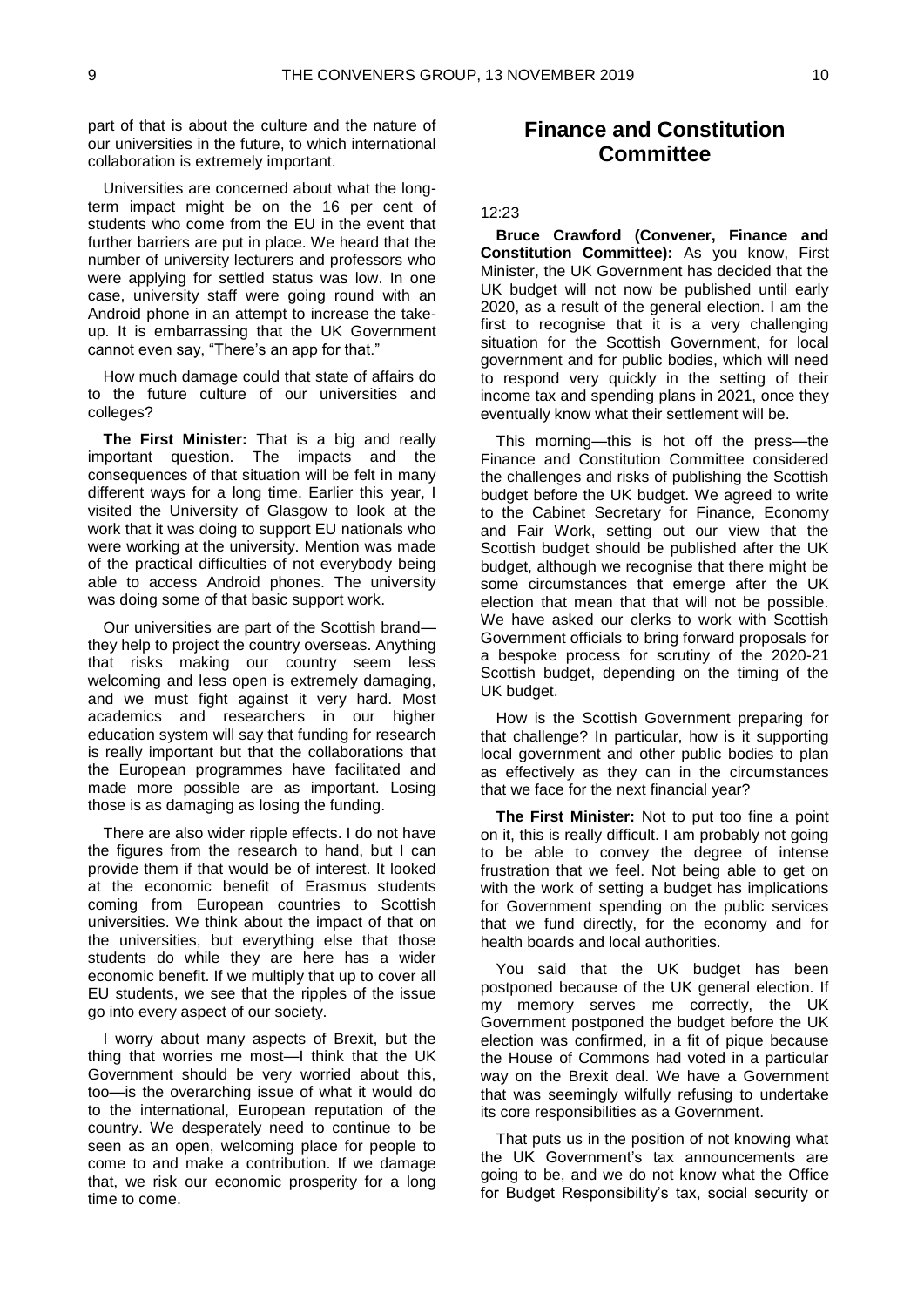part of that is about the culture and the nature of our universities in the future, to which international collaboration is extremely important.

Universities are concerned about what the long-term impact might be on the 16 per cent of students who come from the EU in the event that further barriers are put in place. We heard that the number of university lecturers and professors who were applying for settled status was low. In one case, university staff were going round with an Android phone in an attempt to increase the take-up. It is embarrassing that the UK Government cannot even say, "There's an app for that."

How much damage could that state of affairs do to the future culture of our universities and colleges?

**The First Minister:** That is a big and really important question. The impacts and the consequences of that situation will be felt in many different ways for a long time. Earlier this year, I visited the University of Glasgow to look at the work that it was doing to support EU nationals who were working at the university. Mention was made of the practical difficulties of not everybody being able to access Android phones. The university was doing some of that basic support work.

Our universities are part of the Scottish brand—they help to project the country overseas. Anything that risks making our country seem less welcoming and less open is extremely damaging, and we must fight against it very hard. Most academics and researchers in our higher education system will say that funding for research is really important but that the collaborations that the European programmes have facilitated and made more possible are as important. Losing those is as damaging as losing the funding.

There are also wider ripple effects. I do not have the figures from the research to hand, but I can provide them if that would be of interest. It looked at the economic benefit of Erasmus students coming from European countries to Scottish universities. We think about the impact of that on the universities, but everything else that those students do while they are here has a wider economic benefit. If we multiply that up to cover all EU students, we see that the ripples of the issue go into every aspect of our society.

I worry about many aspects of Brexit, but the thing that worries me most—I think that the UK Government should be very worried about this, too—is the overarching issue of what it would do to the international, European reputation of the country. We desperately need to continue to be seen as an open, welcoming place for people to come to and make a contribution. If we damage that, we risk our economic prosperity for a long time to come.

## Finance and Constitution Committee

12:23

**Bruce Crawford (Convener, Finance and Constitution Committee):** As you know, First Minister, the UK Government has decided that the UK budget will not now be published until early 2020, as a result of the general election. I am the first to recognise that it is a very challenging situation for the Scottish Government, for local government and for public bodies, which will need to respond very quickly in the setting of their income tax and spending plans in 2021, once they eventually know what their settlement will be.

This morning—this is hot off the press—the Finance and Constitution Committee considered the challenges and risks of publishing the Scottish budget before the UK budget. We agreed to write to the Cabinet Secretary for Finance, Economy and Fair Work, setting out our view that the Scottish budget should be published after the UK budget, although we recognise that there might be some circumstances that emerge after the UK election that mean that that will not be possible. We have asked our clerks to work with Scottish Government officials to bring forward proposals for a bespoke process for scrutiny of the 2020-21 Scottish budget, depending on the timing of the UK budget.

How is the Scottish Government preparing for that challenge? In particular, how is it supporting local government and other public bodies to plan as effectively as they can in the circumstances that we face for the next financial year?

**The First Minister:** Not to put too fine a point on it, this is really difficult. I am probably not going to be able to convey the degree of intense frustration that we feel. Not being able to get on with the work of setting a budget has implications for Government spending on the public services that we fund directly, for the economy and for health boards and local authorities.

You said that the UK budget has been postponed because of the UK general election. If my memory serves me correctly, the UK Government postponed the budget before the UK election was confirmed, in a fit of pique because the House of Commons had voted in a particular way on the Brexit deal. We have a Government that was seemingly wilfully refusing to undertake its core responsibilities as a Government.

That puts us in the position of not knowing what the UK Government's tax announcements are going to be, and we do not know what the Office for Budget Responsibility's tax, social security or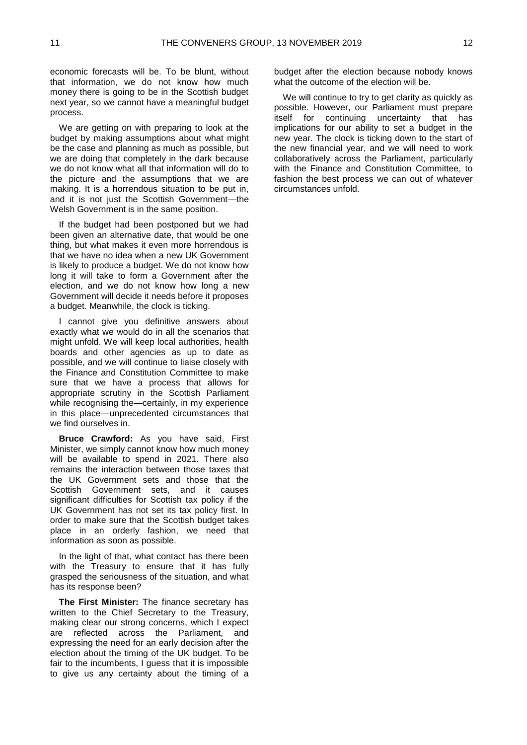economic forecasts will be. To be blunt, without that information, we do not know how much money there is going to be in the Scottish budget next year, so we cannot have a meaningful budget process.

We are getting on with preparing to look at the budget by making assumptions about what might be the case and planning as much as possible, but we are doing that completely in the dark because we do not know what all that information will do to the picture and the assumptions that we are making. It is a horrendous situation to be put in, and it is not just the Scottish Government—the Welsh Government is in the same position.

If the budget had been postponed but we had been given an alternative date, that would be one thing, but what makes it even more horrendous is that we have no idea when a new UK Government is likely to produce a budget. We do not know how long it will take to form a Government after the election, and we do not know how long a new Government will decide it needs before it proposes a budget. Meanwhile, the clock is ticking.

I cannot give you definitive answers about exactly what we would do in all the scenarios that might unfold. We will keep local authorities, health boards and other agencies as up to date as possible, and we will continue to liaise closely with the Finance and Constitution Committee to make sure that we have a process that allows for appropriate scrutiny in the Scottish Parliament while recognising the—certainly, in my experience in this place—unprecedented circumstances that we find ourselves in.

**Bruce Crawford:** As you have said, First Minister, we simply cannot know how much money will be available to spend in 2021. There also remains the interaction between those taxes that the UK Government sets and those that the Scottish Government sets, and it causes significant difficulties for Scottish tax policy if the UK Government has not set its tax policy first. In order to make sure that the Scottish budget takes place in an orderly fashion, we need that information as soon as possible.

In the light of that, what contact has there been with the Treasury to ensure that it has fully grasped the seriousness of the situation, and what has its response been?

**The First Minister:** The finance secretary has written to the Chief Secretary to the Treasury, making clear our strong concerns, which I expect are reflected across the Parliament, and expressing the need for an early decision after the election about the timing of the UK budget. To be fair to the incumbents, I guess that it is impossible to give us any certainty about the timing of a budget after the election because nobody knows what the outcome of the election will be.

We will continue to try to get clarity as quickly as possible. However, our Parliament must prepare itself for continuing uncertainty that has implications for our ability to set a budget in the new year. The clock is ticking down to the start of the new financial year, and we will need to work collaboratively across the Parliament, particularly with the Finance and Constitution Committee, to fashion the best process we can out of whatever circumstances unfold.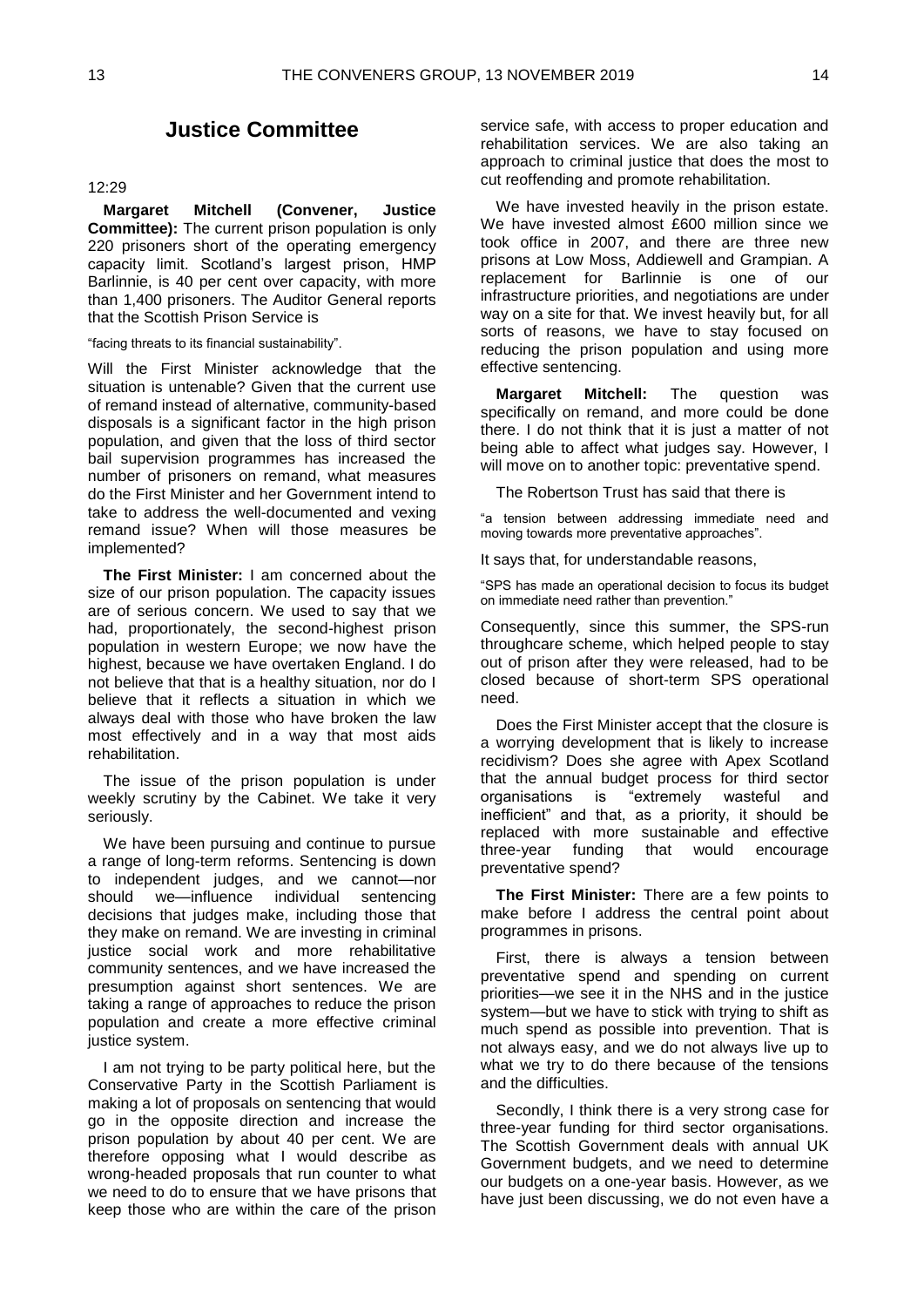## Justice Committee

12:29

**Margaret Mitchell (Convener, Justice Committee):** The current prison population is only 220 prisoners short of the operating emergency capacity limit. Scotland's largest prison, HMP Barlinnie, is 40 per cent over capacity, with more than 1,400 prisoners. The Auditor General reports that the Scottish Prison Service is

"facing threats to its financial sustainability".

Will the First Minister acknowledge that the situation is untenable? Given that the current use of remand instead of alternative, community-based disposals is a significant factor in the high prison population, and given that the loss of third sector bail supervision programmes has increased the number of prisoners on remand, what measures do the First Minister and her Government intend to take to address the well-documented and vexing remand issue? When will those measures be implemented?

**The First Minister:** I am concerned about the size of our prison population. The capacity issues are of serious concern. We used to say that we had, proportionately, the second-highest prison population in western Europe; we now have the highest, because we have overtaken England. I do not believe that that is a healthy situation, nor do I believe that it reflects a situation in which we always deal with those who have broken the law most effectively and in a way that most aids rehabilitation.

The issue of the prison population is under weekly scrutiny by the Cabinet. We take it very seriously.

We have been pursuing and continue to pursue a range of long-term reforms. Sentencing is down to independent judges, and we cannot—nor should we—influence individual sentencing decisions that judges make, including those that they make on remand. We are investing in criminal justice social work and more rehabilitative community sentences, and we have increased the presumption against short sentences. We are taking a range of approaches to reduce the prison population and create a more effective criminal justice system.

I am not trying to be party political here, but the Conservative Party in the Scottish Parliament is making a lot of proposals on sentencing that would go in the opposite direction and increase the prison population by about 40 per cent. We are therefore opposing what I would describe as wrong-headed proposals that run counter to what we need to do to ensure that we have prisons that keep those who are within the care of the prison service safe, with access to proper education and rehabilitation services. We are also taking an approach to criminal justice that does the most to cut reoffending and promote rehabilitation.

We have invested heavily in the prison estate. We have invested almost £600 million since we took office in 2007, and there are three new prisons at Low Moss, Addiewell and Grampian. A replacement for Barlinnie is one of our infrastructure priorities, and negotiations are under way on a site for that. We invest heavily but, for all sorts of reasons, we have to stay focused on reducing the prison population and using more effective sentencing.

**Margaret Mitchell:** The question was specifically on remand, and more could be done there. I do not think that it is just a matter of not being able to affect what judges say. However, I will move on to another topic: preventative spend.

The Robertson Trust has said that there is

"a tension between addressing immediate need and moving towards more preventative approaches".

It says that, for understandable reasons,

"SPS has made an operational decision to focus its budget on immediate need rather than prevention."

Consequently, since this summer, the SPS-run throughcare scheme, which helped people to stay out of prison after they were released, had to be closed because of short-term SPS operational need.

Does the First Minister accept that the closure is a worrying development that is likely to increase recidivism? Does she agree with Apex Scotland that the annual budget process for third sector organisations is "extremely wasteful and inefficient" and that, as a priority, it should be replaced with more sustainable and effective three-year funding that would encourage preventative spend?

**The First Minister:** There are a few points to make before I address the central point about programmes in prisons.

First, there is always a tension between preventative spend and spending on current priorities—we see it in the NHS and in the justice system—but we have to stick with trying to shift as much spend as possible into prevention. That is not always easy, and we do not always live up to what we try to do there because of the tensions and the difficulties.

Secondly, I think there is a very strong case for three-year funding for third sector organisations. The Scottish Government deals with annual UK Government budgets, and we need to determine our budgets on a one-year basis. However, as we have just been discussing, we do not even have a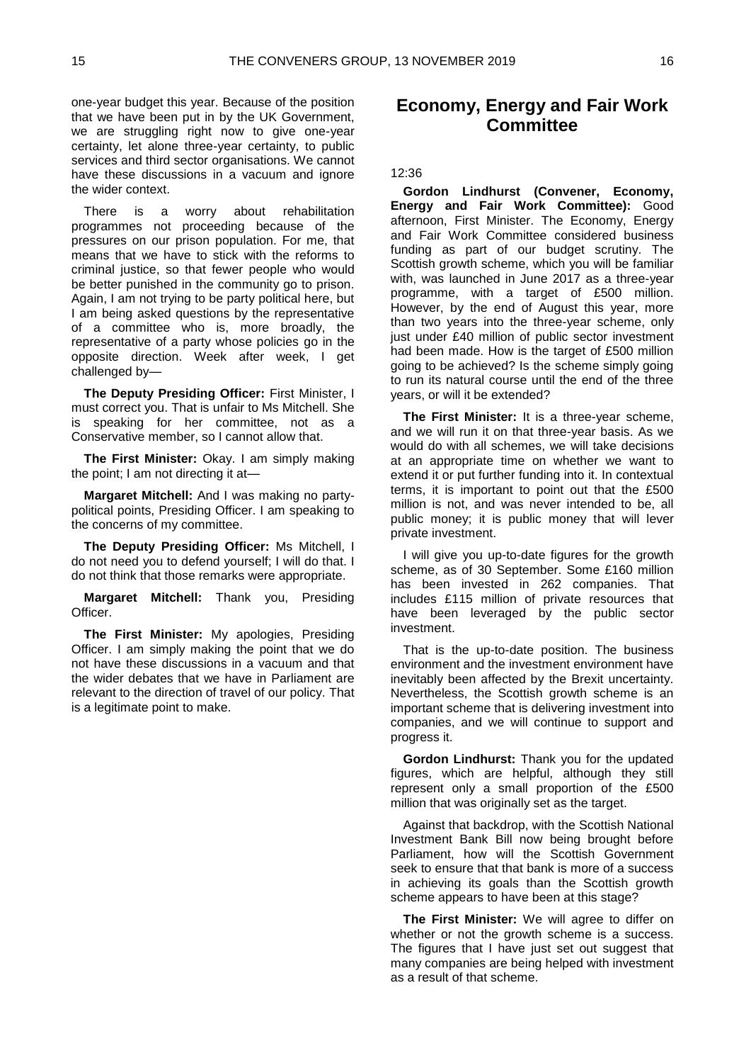one-year budget this year. Because of the position that we have been put in by the UK Government, we are struggling right now to give one-year certainty, let alone three-year certainty, to public services and third sector organisations. We cannot have these discussions in a vacuum and ignore the wider context.

There is a worry about rehabilitation programmes not proceeding because of the pressures on our prison population. For me, that means that we have to stick with the reforms to criminal justice, so that fewer people who would be better punished in the community go to prison. Again, I am not trying to be party political here, but I am being asked questions by the representative of a committee who is, more broadly, the representative of a party whose policies go in the opposite direction. Week after week, I get challenged by—

**The Deputy Presiding Officer:** First Minister, I must correct you. That is unfair to Ms Mitchell. She is speaking for her committee, not as a Conservative member, so I cannot allow that.

**The First Minister:** Okay. I am simply making the point; I am not directing it at—

**Margaret Mitchell:** And I was making no party-political points, Presiding Officer. I am speaking to the concerns of my committee.

**The Deputy Presiding Officer:** Ms Mitchell, I do not need you to defend yourself; I will do that. I do not think that those remarks were appropriate.

**Margaret Mitchell:** Thank you, Presiding Officer.

**The First Minister:** My apologies, Presiding Officer. I am simply making the point that we do not have these discussions in a vacuum and that the wider debates that we have in Parliament are relevant to the direction of travel of our policy. That is a legitimate point to make.

## Economy, Energy and Fair Work Committee

12:36

**Gordon Lindhurst (Convener, Economy, Energy and Fair Work Committee):** Good afternoon, First Minister. The Economy, Energy and Fair Work Committee considered business funding as part of our budget scrutiny. The Scottish growth scheme, which you will be familiar with, was launched in June 2017 as a three-year programme, with a target of £500 million. However, by the end of August this year, more than two years into the three-year scheme, only just under £40 million of public sector investment had been made. How is the target of £500 million going to be achieved? Is the scheme simply going to run its natural course until the end of the three years, or will it be extended?

**The First Minister:** It is a three-year scheme, and we will run it on that three-year basis. As we would do with all schemes, we will take decisions at an appropriate time on whether we want to extend it or put further funding into it. In contextual terms, it is important to point out that the £500 million is not, and was never intended to be, all public money; it is public money that will lever private investment.

I will give you up-to-date figures for the growth scheme, as of 30 September. Some £160 million has been invested in 262 companies. That includes £115 million of private resources that have been leveraged by the public sector investment.

That is the up-to-date position. The business environment and the investment environment have inevitably been affected by the Brexit uncertainty. Nevertheless, the Scottish growth scheme is an important scheme that is delivering investment into companies, and we will continue to support and progress it.

**Gordon Lindhurst:** Thank you for the updated figures, which are helpful, although they still represent only a small proportion of the £500 million that was originally set as the target.

Against that backdrop, with the Scottish National Investment Bank Bill now being brought before Parliament, how will the Scottish Government seek to ensure that that bank is more of a success in achieving its goals than the Scottish growth scheme appears to have been at this stage?

**The First Minister:** We will agree to differ on whether or not the growth scheme is a success. The figures that I have just set out suggest that many companies are being helped with investment as a result of that scheme.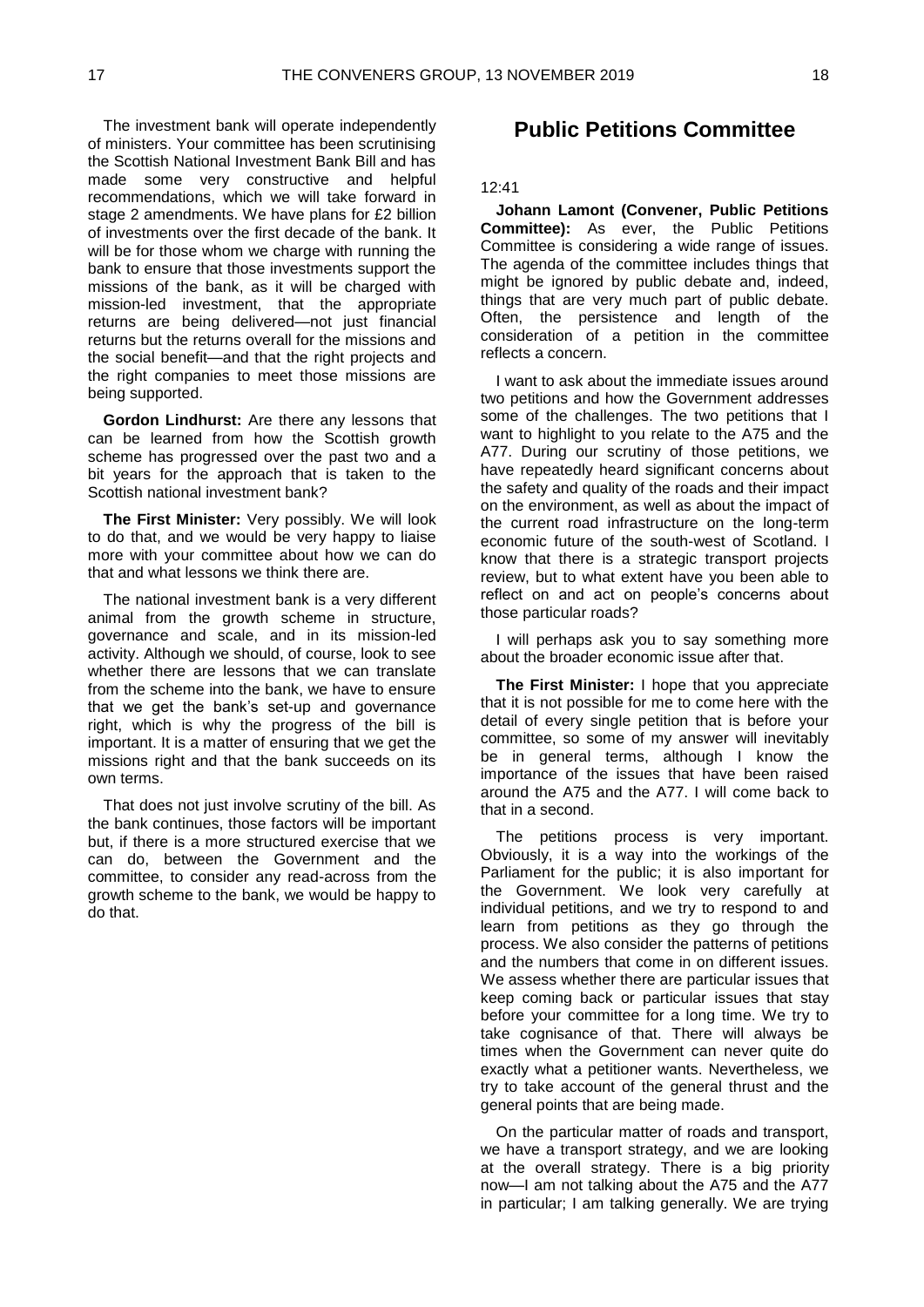The investment bank will operate independently of ministers. Your committee has been scrutinising the Scottish National Investment Bank Bill and has made some very constructive and helpful recommendations, which we will take forward in stage 2 amendments. We have plans for £2 billion of investments over the first decade of the bank. It will be for those whom we charge with running the bank to ensure that those investments support the missions of the bank, as it will be charged with mission-led investment, that the appropriate returns are being delivered—not just financial returns but the returns overall for the missions and the social benefit—and that the right projects and the right companies to meet those missions are being supported.

**Gordon Lindhurst:** Are there any lessons that can be learned from how the Scottish growth scheme has progressed over the past two and a bit years for the approach that is taken to the Scottish national investment bank?

**The First Minister:** Very possibly. We will look to do that, and we would be very happy to liaise more with your committee about how we can do that and what lessons we think there are.

The national investment bank is a very different animal from the growth scheme in structure, governance and scale, and in its mission-led activity. Although we should, of course, look to see whether there are lessons that we can translate from the scheme into the bank, we have to ensure that we get the bank's set-up and governance right, which is why the progress of the bill is important. It is a matter of ensuring that we get the missions right and that the bank succeeds on its own terms.

That does not just involve scrutiny of the bill. As the bank continues, those factors will be important but, if there is a more structured exercise that we can do, between the Government and the committee, to consider any read-across from the growth scheme to the bank, we would be happy to do that.

## Public Petitions Committee

12:41

**Johann Lamont (Convener, Public Petitions Committee):** As ever, the Public Petitions Committee is considering a wide range of issues. The agenda of the committee includes things that might be ignored by public debate and, indeed, things that are very much part of public debate. Often, the persistence and length of the consideration of a petition in the committee reflects a concern.

I want to ask about the immediate issues around two petitions and how the Government addresses some of the challenges. The two petitions that I want to highlight to you relate to the A75 and the A77. During our scrutiny of those petitions, we have repeatedly heard significant concerns about the safety and quality of the roads and their impact on the environment, as well as about the impact of the current road infrastructure on the long-term economic future of the south-west of Scotland. I know that there is a strategic transport projects review, but to what extent have you been able to reflect on and act on people's concerns about those particular roads?

I will perhaps ask you to say something more about the broader economic issue after that.

**The First Minister:** I hope that you appreciate that it is not possible for me to come here with the detail of every single petition that is before your committee, so some of my answer will inevitably be in general terms, although I know the importance of the issues that have been raised around the A75 and the A77. I will come back to that in a second.

The petitions process is very important. Obviously, it is a way into the workings of the Parliament for the public; it is also important for the Government. We look very carefully at individual petitions, and we try to respond to and learn from petitions as they go through the process. We also consider the patterns of petitions and the numbers that come in on different issues. We assess whether there are particular issues that keep coming back or particular issues that stay before your committee for a long time. We try to take cognisance of that. There will always be times when the Government can never quite do exactly what a petitioner wants. Nevertheless, we try to take account of the general thrust and the general points that are being made.

On the particular matter of roads and transport, we have a transport strategy, and we are looking at the overall strategy. There is a big priority now—I am not talking about the A75 and the A77 in particular; I am talking generally. We are trying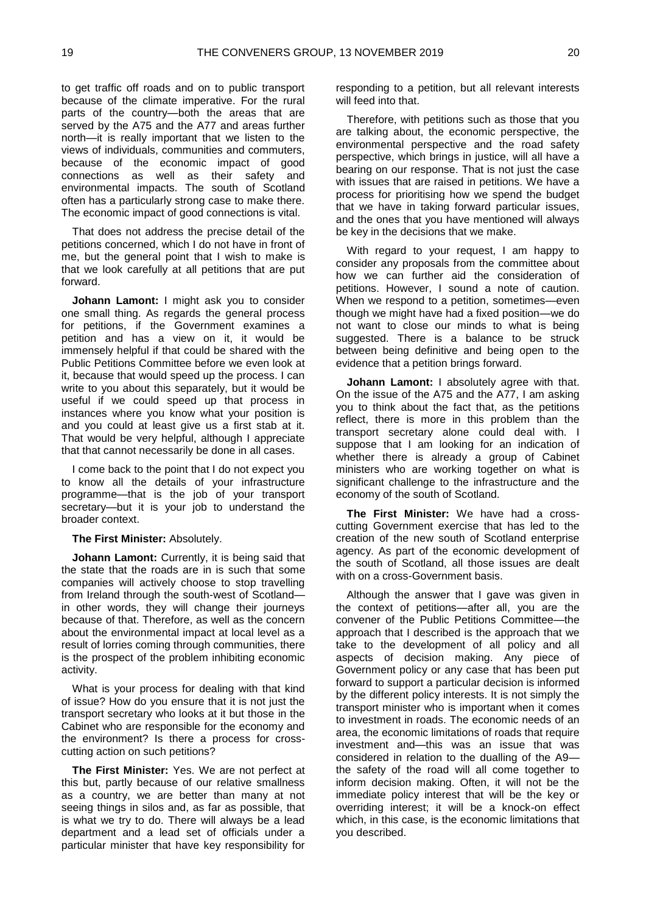to get traffic off roads and on to public transport because of the climate imperative. For the rural parts of the country—both the areas that are served by the A75 and the A77 and areas further north—it is really important that we listen to the views of individuals, communities and commuters, because of the economic impact of good connections as well as their safety and environmental impacts. The south of Scotland often has a particularly strong case to make there. The economic impact of good connections is vital.

That does not address the precise detail of the petitions concerned, which I do not have in front of me, but the general point that I wish to make is that we look carefully at all petitions that are put forward.

**Johann Lamont:** I might ask you to consider one small thing. As regards the general process for petitions, if the Government examines a petition and has a view on it, it would be immensely helpful if that could be shared with the Public Petitions Committee before we even look at it, because that would speed up the process. I can write to you about this separately, but it would be useful if we could speed up that process in instances where you know what your position is and you could at least give us a first stab at it. That would be very helpful, although I appreciate that that cannot necessarily be done in all cases.

I come back to the point that I do not expect you to know all the details of your infrastructure programme—that is the job of your transport secretary—but it is your job to understand the broader context.

**The First Minister:** Absolutely.

**Johann Lamont:** Currently, it is being said that the state that the roads are in is such that some companies will actively choose to stop travelling from Ireland through the south-west of Scotland—in other words, they will change their journeys because of that. Therefore, as well as the concern about the environmental impact at local level as a result of lorries coming through communities, there is the prospect of the problem inhibiting economic activity.

What is your process for dealing with that kind of issue? How do you ensure that it is not just the transport secretary who looks at it but those in the Cabinet who are responsible for the economy and the environment? Is there a process for cross-cutting action on such petitions?

**The First Minister:** Yes. We are not perfect at this but, partly because of our relative smallness as a country, we are better than many at not seeing things in silos and, as far as possible, that is what we try to do. There will always be a lead department and a lead set of officials under a particular minister that have key responsibility for responding to a petition, but all relevant interests will feed into that.

Therefore, with petitions such as those that you are talking about, the economic perspective, the environmental perspective and the road safety perspective, which brings in justice, will all have a bearing on our response. That is not just the case with issues that are raised in petitions. We have a process for prioritising how we spend the budget that we have in taking forward particular issues, and the ones that you have mentioned will always be key in the decisions that we make.

With regard to your request, I am happy to consider any proposals from the committee about how we can further aid the consideration of petitions. However, I sound a note of caution. When we respond to a petition, sometimes—even though we might have had a fixed position—we do not want to close our minds to what is being suggested. There is a balance to be struck between being definitive and being open to the evidence that a petition brings forward.

**Johann Lamont:** I absolutely agree with that. On the issue of the A75 and the A77, I am asking you to think about the fact that, as the petitions reflect, there is more in this problem than the transport secretary alone could deal with. I suppose that I am looking for an indication of whether there is already a group of Cabinet ministers who are working together on what is significant challenge to the infrastructure and the economy of the south of Scotland.

**The First Minister:** We have had a cross-cutting Government exercise that has led to the creation of the new south of Scotland enterprise agency. As part of the economic development of the south of Scotland, all those issues are dealt with on a cross-Government basis.

Although the answer that I gave was given in the context of petitions—after all, you are the convener of the Public Petitions Committee—the approach that I described is the approach that we take to the development of all policy and all aspects of decision making. Any piece of Government policy or any case that has been put forward to support a particular decision is informed by the different policy interests. It is not simply the transport minister who is important when it comes to investment in roads. The economic needs of an area, the economic limitations of roads that require investment and—this was an issue that was considered in relation to the dualling of the A9—the safety of the road will all come together to inform decision making. Often, it will not be the immediate policy interest that will be the key or overriding interest; it will be a knock-on effect which, in this case, is the economic limitations that you described.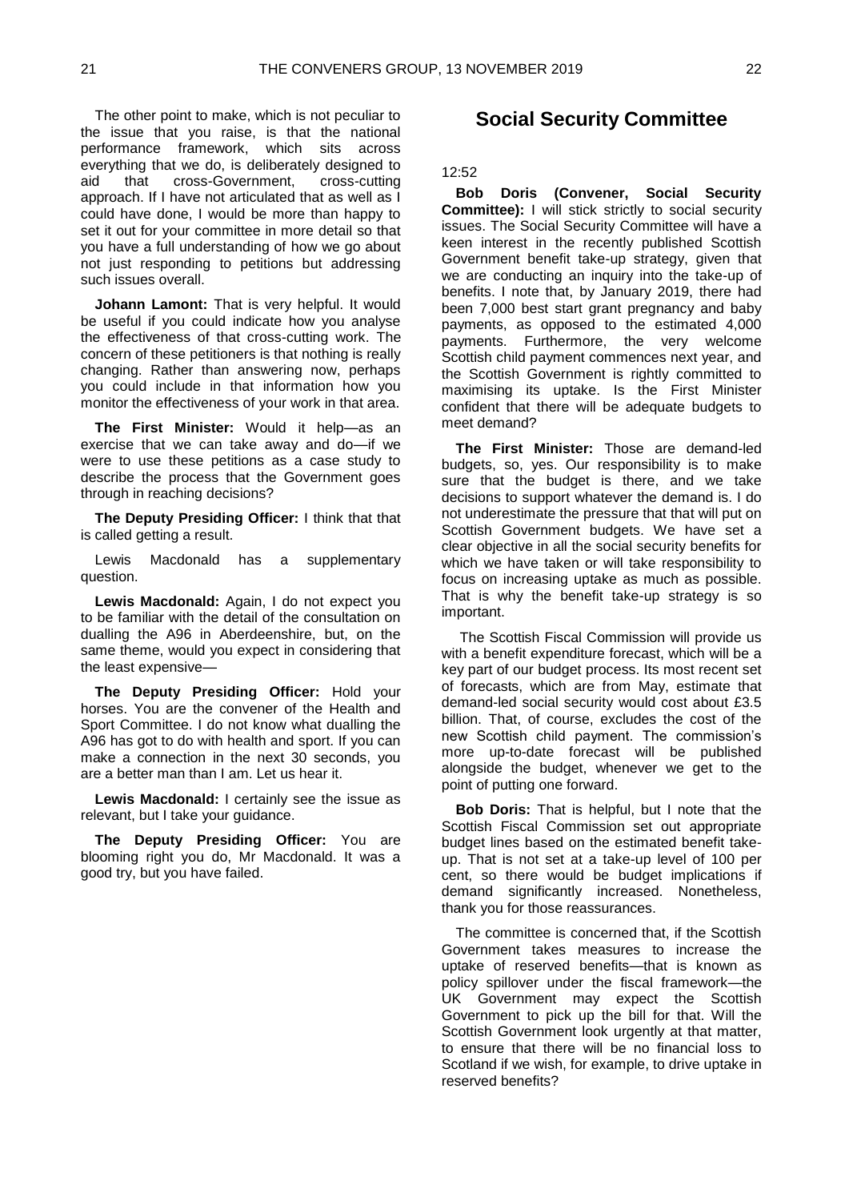The other point to make, which is not peculiar to the issue that you raise, is that the national performance framework, which sits across everything that we do, is deliberately designed to aid that cross-Government, cross-cutting approach. If I have not articulated that as well as I could have done, I would be more than happy to set it out for your committee in more detail so that you have a full understanding of how we go about not just responding to petitions but addressing such issues overall.

**Johann Lamont:** That is very helpful. It would be useful if you could indicate how you analyse the effectiveness of that cross-cutting work. The concern of these petitioners is that nothing is really changing. Rather than answering now, perhaps you could include in that information how you monitor the effectiveness of your work in that area.

**The First Minister:** Would it help—as an exercise that we can take away and do—if we were to use these petitions as a case study to describe the process that the Government goes through in reaching decisions?

**The Deputy Presiding Officer:** I think that that is called getting a result.

Lewis Macdonald has a supplementary question.

**Lewis Macdonald:** Again, I do not expect you to be familiar with the detail of the consultation on dualling the A96 in Aberdeenshire, but, on the same theme, would you expect in considering that the least expensive—

**The Deputy Presiding Officer:** Hold your horses. You are the convener of the Health and Sport Committee. I do not know what dualling the A96 has got to do with health and sport. If you can make a connection in the next 30 seconds, you are a better man than I am. Let us hear it.

**Lewis Macdonald:** I certainly see the issue as relevant, but I take your guidance.

**The Deputy Presiding Officer:** You are blooming right you do, Mr Macdonald. It was a good try, but you have failed.

## Social Security Committee

12:52

**Bob Doris (Convener, Social Security Committee):** I will stick strictly to social security issues. The Social Security Committee will have a keen interest in the recently published Scottish Government benefit take-up strategy, given that we are conducting an inquiry into the take-up of benefits. I note that, by January 2019, there had been 7,000 best start grant pregnancy and baby payments, as opposed to the estimated 4,000 payments. Furthermore, the very welcome Scottish child payment commences next year, and the Scottish Government is rightly committed to maximising its uptake. Is the First Minister confident that there will be adequate budgets to meet demand?

**The First Minister:** Those are demand-led budgets, so, yes. Our responsibility is to make sure that the budget is there, and we take decisions to support whatever the demand is. I do not underestimate the pressure that will put on Scottish Government budgets. We have set a clear objective in all the social security benefits for which we have taken or will take responsibility to focus on increasing uptake as much as possible. That is why the benefit take-up strategy is so important.

The Scottish Fiscal Commission will provide us with a benefit expenditure forecast, which will be a key part of our budget process. Its most recent set of forecasts, which are from May, estimate that demand-led social security would cost about £3.5 billion. That, of course, excludes the cost of the new Scottish child payment. The commission's more up-to-date forecast will be published alongside the budget, whenever we get to the point of putting one forward.

**Bob Doris:** That is helpful, but I note that the Scottish Fiscal Commission set out appropriate budget lines based on the estimated benefit take-up. That is not set at a take-up level of 100 per cent, so there would be budget implications if demand significantly increased. Nonetheless, thank you for those reassurances.

The committee is concerned that, if the Scottish Government takes measures to increase the uptake of reserved benefits—that is known as policy spillover under the fiscal framework—the UK Government may expect the Scottish Government to pick up the bill for that. Will the Scottish Government look urgently at that matter, to ensure that there will be no financial loss to Scotland if we wish, for example, to drive uptake in reserved benefits?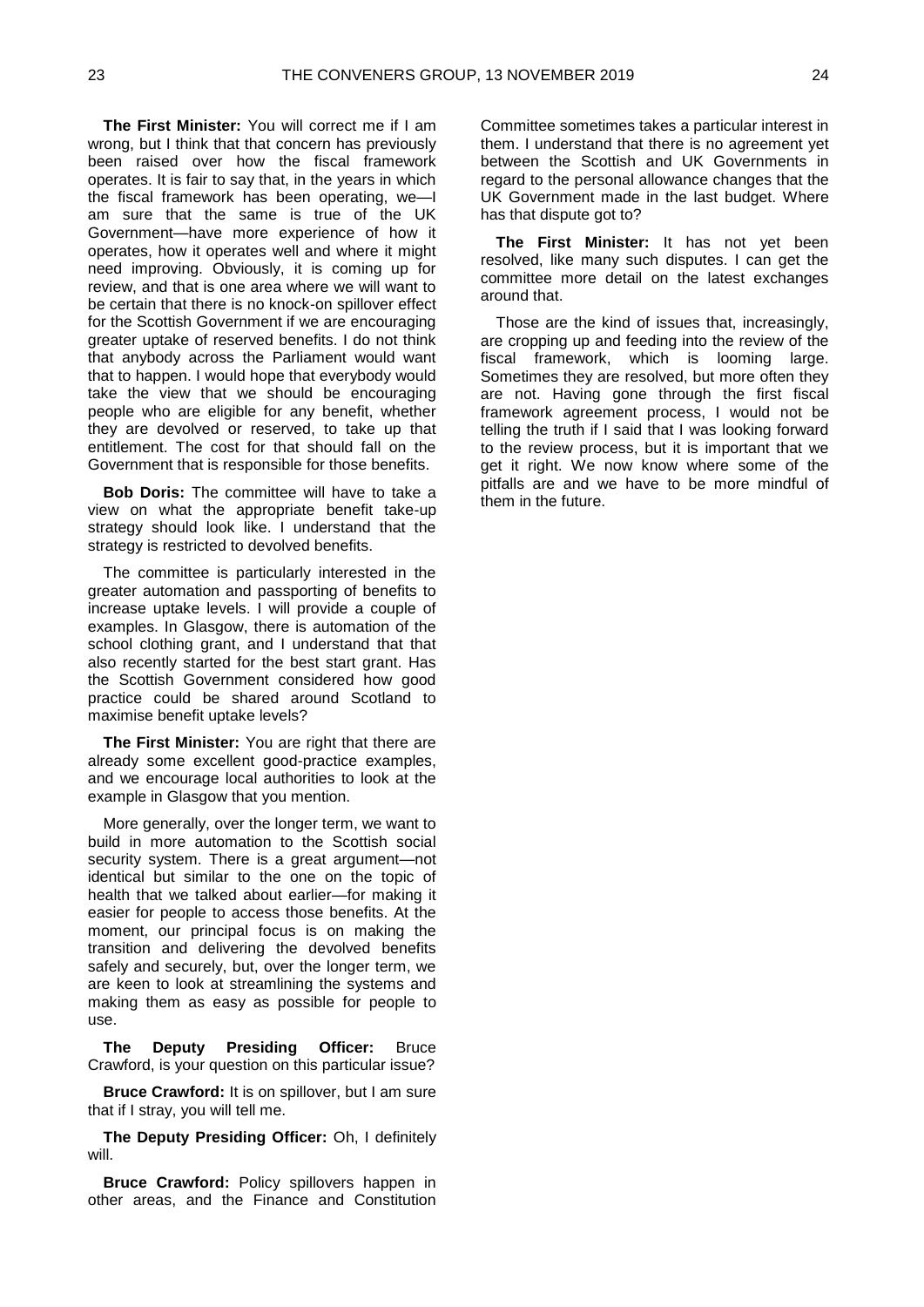**The First Minister:** You will correct me if I am wrong, but I think that that concern has previously been raised over how the fiscal framework operates. It is fair to say that, in the years in which the fiscal framework has been operating, we—I am sure that the same is true of the UK Government—have more experience of how it operates, how it operates well and where it might need improving. Obviously, it is coming up for review, and that is one area where we will want to be certain that there is no knock-on spillover effect for the Scottish Government if we are encouraging greater uptake of reserved benefits. I do not think that anybody across the Parliament would want that to happen. I would hope that everybody would take the view that we should be encouraging people who are eligible for any benefit, whether they are devolved or reserved, to take up that entitlement. The cost for that should fall on the Government that is responsible for those benefits.

**Bob Doris:** The committee will have to take a view on what the appropriate benefit take-up strategy should look like. I understand that the strategy is restricted to devolved benefits.

The committee is particularly interested in the greater automation and passporting of benefits to increase uptake levels. I will provide a couple of examples. In Glasgow, there is automation of the school clothing grant, and I understand that that also recently started for the best start grant. Has the Scottish Government considered how good practice could be shared around Scotland to maximise benefit uptake levels?

**The First Minister:** You are right that there are already some excellent good-practice examples, and we encourage local authorities to look at the example in Glasgow that you mention.

More generally, over the longer term, we want to build in more automation to the Scottish social security system. There is a great argument—not identical but similar to the one on the topic of health that we talked about earlier—for making it easier for people to access those benefits. At the moment, our principal focus is on making the transition and delivering the devolved benefits safely and securely, but, over the longer term, we are keen to look at streamlining the systems and making them as easy as possible for people to use.

**The Deputy Presiding Officer:** Bruce Crawford, is your question on this particular issue?

**Bruce Crawford:** It is on spillover, but I am sure that if I stray, you will tell me.

**The Deputy Presiding Officer:** Oh, I definitely will.

**Bruce Crawford:** Policy spillovers happen in other areas, and the Finance and Constitution Committee sometimes takes a particular interest in them. I understand that there is no agreement yet between the Scottish and UK Governments in regard to the personal allowance changes that the UK Government made in the last budget. Where has that dispute got to?

**The First Minister:** It has not yet been resolved, like many such disputes. I can get the committee more detail on the latest exchanges around that.

Those are the kind of issues that, increasingly, are cropping up and feeding into the review of the fiscal framework, which is looming large. Sometimes they are resolved, but more often they are not. Having gone through the first fiscal framework agreement process, I would not be telling the truth if I said that I was looking forward to the review process, but it is important that we get it right. We now know where some of the pitfalls are and we have to be more mindful of them in the future.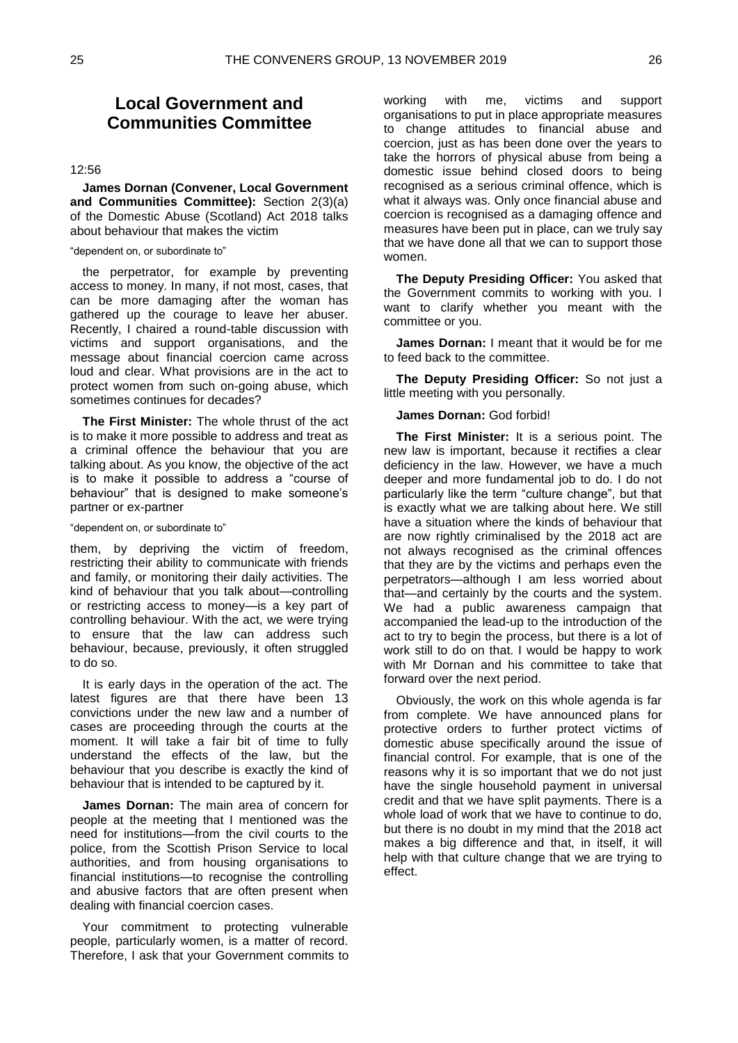## Local Government and Communities Committee

12:56

**James Dornan (Convener, Local Government and Communities Committee):** Section 2(3)(a) of the Domestic Abuse (Scotland) Act 2018 talks about behaviour that makes the victim

"dependent on, or subordinate to"

the perpetrator, for example by preventing access to money. In many, if not most, cases, that can be more damaging after the woman has gathered up the courage to leave her abuser. Recently, I chaired a round-table discussion with victims and support organisations, and the message about financial coercion came across loud and clear. What provisions are in the act to protect women from such on-going abuse, which sometimes continues for decades?

**The First Minister:** The whole thrust of the act is to make it more possible to address and treat as a criminal offence the behaviour that you are talking about. As you know, the objective of the act is to make it possible to address a "course of behaviour" that is designed to make someone's partner or ex-partner

"dependent on, or subordinate to"

them, by depriving the victim of freedom, restricting their ability to communicate with friends and family, or monitoring their daily activities. The kind of behaviour that you talk about—controlling or restricting access to money—is a key part of controlling behaviour. With the act, we were trying to ensure that the law can address such behaviour, because, previously, it often struggled to do so.

It is early days in the operation of the act. The latest figures are that there have been 13 convictions under the new law and a number of cases are proceeding through the courts at the moment. It will take a fair bit of time to fully understand the effects of the law, but the behaviour that you describe is exactly the kind of behaviour that is intended to be captured by it.

**James Dornan:** The main area of concern for people at the meeting that I mentioned was the need for institutions—from the civil courts to the police, from the Scottish Prison Service to local authorities, and from housing organisations to financial institutions—to recognise the controlling and abusive factors that are often present when dealing with financial coercion cases.

Your commitment to protecting vulnerable people, particularly women, is a matter of record. Therefore, I ask that your Government commits to working with me, victims and support organisations to put in place appropriate measures to change attitudes to financial abuse and coercion, just as has been done over the years to take the horrors of physical abuse from being a domestic issue behind closed doors to being recognised as a serious criminal offence, which is what it always was. Only once financial abuse and coercion is recognised as a damaging offence and measures have been put in place, can we truly say that we have done all that we can to support those women.

**The Deputy Presiding Officer:** You asked that the Government commits to working with you. I want to clarify whether you meant with the committee or you.

**James Dornan:** I meant that it would be for me to feed back to the committee.

**The Deputy Presiding Officer:** So not just a little meeting with you personally.

**James Dornan:** God forbid!

**The First Minister:** It is a serious point. The new law is important, because it rectifies a clear deficiency in the law. However, we have a much deeper and more fundamental job to do. I do not particularly like the term "culture change", but that is exactly what we are talking about here. We still have a situation where the kinds of behaviour that are now rightly criminalised by the 2018 act are not always recognised as the criminal offences that they are by the victims and perhaps even the perpetrators—although I am less worried about that—and certainly by the courts and the system. We had a public awareness campaign that accompanied the lead-up to the introduction of the act to try to begin the process, but there is a lot of work still to do on that. I would be happy to work with Mr Dornan and his committee to take that forward over the next period.

Obviously, the work on this whole agenda is far from complete. We have announced plans for protective orders to further protect victims of domestic abuse specifically around the issue of financial control. For example, that is one of the reasons why it is so important that we do not just have the single household payment in universal credit and that we have split payments. There is a whole load of work that we have to continue to do, but there is no doubt in my mind that the 2018 act makes a big difference and that, in itself, it will help with that culture change that we are trying to effect.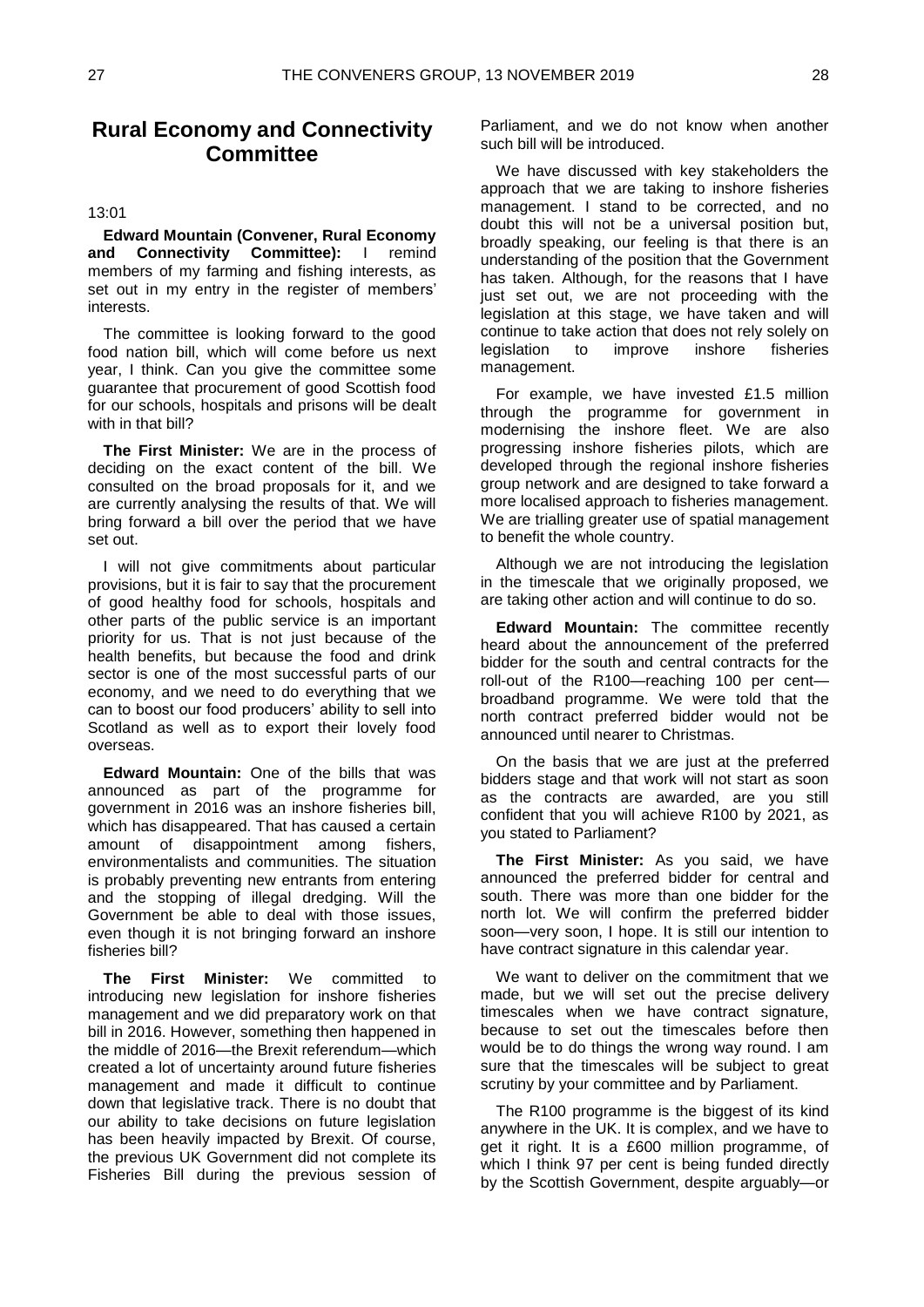## Rural Economy and Connectivity Committee

13:01

**Edward Mountain (Convener, Rural Economy and Connectivity Committee):** I remind members of my farming and fishing interests, as set out in my entry in the register of members' interests.

The committee is looking forward to the good food nation bill, which will come before us next year, I think. Can you give the committee some guarantee that procurement of good Scottish food for our schools, hospitals and prisons will be dealt with in that bill?

**The First Minister:** We are in the process of deciding on the exact content of the bill. We consulted on the broad proposals for it, and we are currently analysing the results of that. We will bring forward a bill over the period that we have set out.

I will not give commitments about particular provisions, but it is fair to say that the procurement of good healthy food for schools, hospitals and other parts of the public service is an important priority for us. That is not just because of the health benefits, but because the food and drink sector is one of the most successful parts of our economy, and we need to do everything that we can to boost our food producers' ability to sell into Scotland as well as to export their lovely food overseas.

**Edward Mountain:** One of the bills that was announced as part of the programme for government in 2016 was an inshore fisheries bill, which has disappeared. That has caused a certain amount of disappointment among fishers, environmentalists and communities. The situation is probably preventing new entrants from entering and the stopping of illegal dredging. Will the Government be able to deal with those issues, even though it is not bringing forward an inshore fisheries bill?

**The First Minister:** We committed to introducing new legislation for inshore fisheries management and we did preparatory work on that bill in 2016. However, something then happened in the middle of 2016—the Brexit referendum—which created a lot of uncertainty around future fisheries management and made it difficult to continue down that legislative track. There is no doubt that our ability to take decisions on future legislation has been heavily impacted by Brexit. Of course, the previous UK Government did not complete its Fisheries Bill during the previous session of Parliament, and we do not know when another such bill will be introduced.

We have discussed with key stakeholders the approach that we are taking to inshore fisheries management. I stand to be corrected, and no doubt this will not be a universal position but, broadly speaking, our feeling is that there is an understanding of the position that the Government has taken. Although, for the reasons that I have just set out, we are not proceeding with the legislation at this stage, we have taken and will continue to take action that does not rely solely on legislation to improve inshore fisheries management.

For example, we have invested £1.5 million through the programme for government in modernising the inshore fleet. We are also progressing inshore fisheries pilots, which are developed through the regional inshore fisheries group network and are designed to take forward a more localised approach to fisheries management. We are trialling greater use of spatial management to benefit the whole country.

Although we are not introducing the legislation in the timescale that we originally proposed, we are taking other action and will continue to do so.

**Edward Mountain:** The committee recently heard about the announcement of the preferred bidder for the south and central contracts for the roll-out of the R100—reaching 100 per cent—broadband programme. We were told that the north contract preferred bidder would not be announced until nearer to Christmas.

On the basis that we are just at the preferred bidders stage and that work will not start as soon as the contracts are awarded, are you still confident that you will achieve R100 by 2021, as you stated to Parliament?

**The First Minister:** As you said, we have announced the preferred bidder for central and south. There was more than one bidder for the north lot. We will confirm the preferred bidder soon—very soon, I hope. It is still our intention to have contract signature in this calendar year.

We want to deliver on the commitment that we made, but we will set out the precise delivery timescales when we have contract signature, because to set out the timescales before then would be to do things the wrong way round. I am sure that the timescales will be subject to great scrutiny by your committee and by Parliament.

The R100 programme is the biggest of its kind anywhere in the UK. It is complex, and we have to get it right. It is a £600 million programme, of which I think 97 per cent is being funded directly by the Scottish Government, despite arguably—or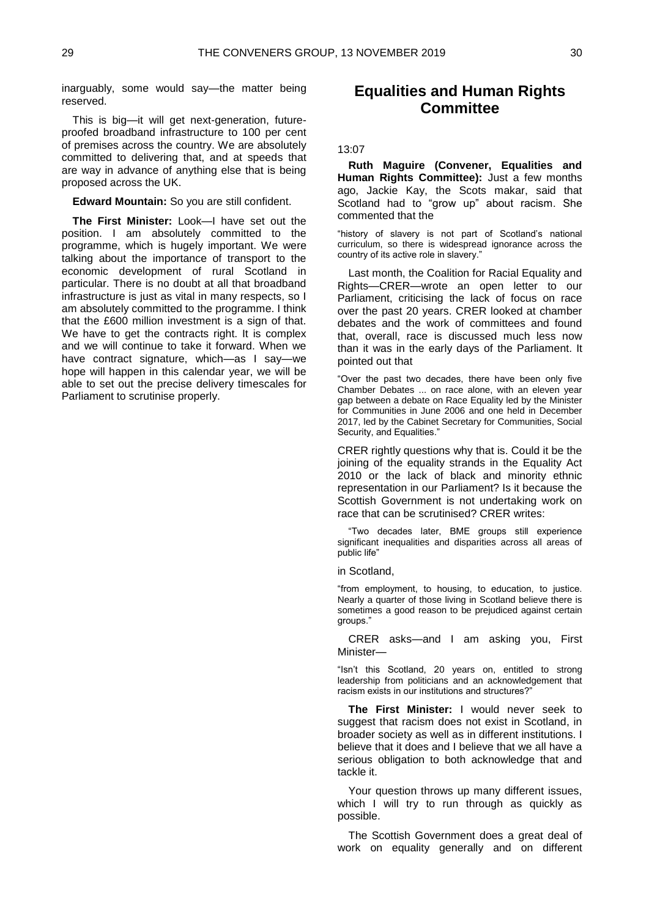inarguably, some would say—the matter being reserved.

This is big—it will get next-generation, future-proofed broadband infrastructure to 100 per cent of premises across the country. We are absolutely committed to delivering that, and at speeds that are way in advance of anything else that is being proposed across the UK.

**Edward Mountain:** So you are still confident.

**The First Minister:** Look—I have set out the position. I am absolutely committed to the programme, which is hugely important. We were talking about the importance of transport to the economic development of rural Scotland in particular. There is no doubt at all that broadband infrastructure is just as vital in many respects, so I am absolutely committed to the programme. I think that the £600 million investment is a sign of that. We have to get the contracts right. It is complex and we will continue to take it forward. When we have contract signature, which—as I say—we hope will happen in this calendar year, we will be able to set out the precise delivery timescales for Parliament to scrutinise properly.

## Equalities and Human Rights Committee

13:07

**Ruth Maguire (Convener, Equalities and Human Rights Committee):** Just a few months ago, Jackie Kay, the Scots makar, said that Scotland had to "grow up" about racism. She commented that the

"history of slavery is not part of Scotland's national curriculum, so there is widespread ignorance across the country of its active role in slavery."

Last month, the Coalition for Racial Equality and Rights—CRER—wrote an open letter to our Parliament, criticising the lack of focus on race over the past 20 years. CRER looked at chamber debates and the work of committees and found that, overall, race is discussed much less now than it was in the early days of the Parliament. It pointed out that

"Over the past two decades, there have been only five Chamber Debates ... on race alone, with an eleven year gap between a debate on Race Equality led by the Minister for Communities in June 2006 and one held in December 2017, led by the Cabinet Secretary for Communities, Social Security, and Equalities."

CRER rightly questions why that is. Could it be the joining of the equality strands in the Equality Act 2010 or the lack of black and minority ethnic representation in our Parliament? Is it because the Scottish Government is not undertaking work on race that can be scrutinised? CRER writes:

"Two decades later, BME groups still experience significant inequalities and disparities across all areas of public life"

in Scotland,

"from employment, to housing, to education, to justice. Nearly a quarter of those living in Scotland believe there is sometimes a good reason to be prejudiced against certain groups."

CRER asks—and I am asking you, First Minister—

"Isn't this Scotland, 20 years on, entitled to strong leadership from politicians and an acknowledgement that racism exists in our institutions and structures?"

**The First Minister:** I would never seek to suggest that racism does not exist in Scotland, in broader society as well as in different institutions. I believe that it does and I believe that we all have a serious obligation to both acknowledge that and tackle it.

Your question throws up many different issues, which I will try to run through as quickly as possible.

The Scottish Government does a great deal of work on equality generally and on different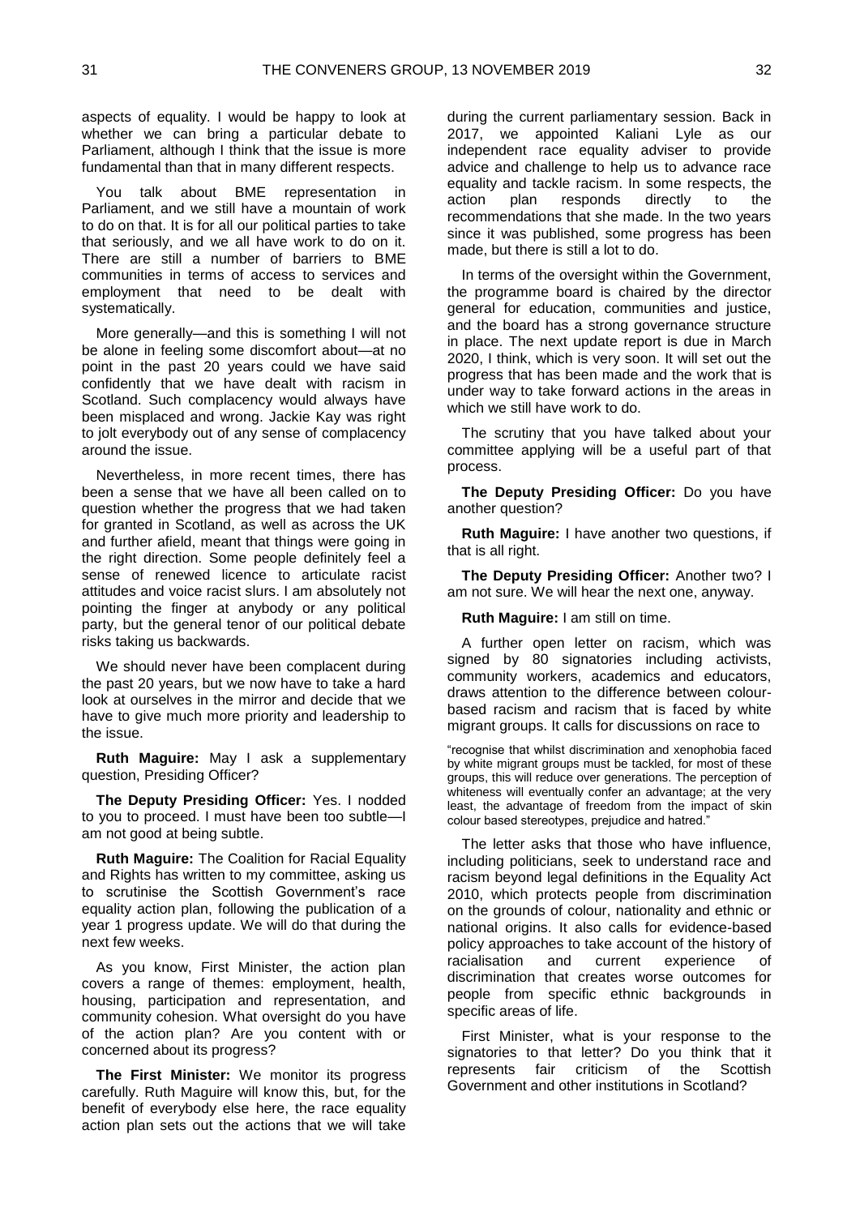aspects of equality. I would be happy to look at whether we can bring a particular debate to Parliament, although I think that the issue is more fundamental than that in many different respects.

You talk about BME representation in Parliament, and we still have a mountain of work to do on that. It is for all our political parties to take that seriously, and we all have work to do on it. There are still a number of barriers to BME communities in terms of access to services and employment that need to be dealt with systematically.

More generally—and this is something I will not be alone in feeling some discomfort about—at no point in the past 20 years could we have said confidently that we have dealt with racism in Scotland. Such complacency would always have been misplaced and wrong. Jackie Kay was right to jolt everybody out of any sense of complacency around the issue.

Nevertheless, in more recent times, there has been a sense that we have all been called on to question whether the progress that we had taken for granted in Scotland, as well as across the UK and further afield, meant that things were going in the right direction. Some people definitely feel a sense of renewed licence to articulate racist attitudes and voice racist slurs. I am absolutely not pointing the finger at anybody or any political party, but the general tenor of our political debate risks taking us backwards.

We should never have been complacent during the past 20 years, but we now have to take a hard look at ourselves in the mirror and decide that we have to give much more priority and leadership to the issue.

**Ruth Maguire:** May I ask a supplementary question, Presiding Officer?

**The Deputy Presiding Officer:** Yes. I nodded to you to proceed. I must have been too subtle—I am not good at being subtle.

**Ruth Maguire:** The Coalition for Racial Equality and Rights has written to my committee, asking us to scrutinise the Scottish Government's race equality action plan, following the publication of a year 1 progress update. We will do that during the next few weeks.

As you know, First Minister, the action plan covers a range of themes: employment, health, housing, participation and representation, and community cohesion. What oversight do you have of the action plan? Are you content with or concerned about its progress?

**The First Minister:** We monitor its progress carefully. Ruth Maguire will know this, but, for the benefit of everybody else here, the race equality action plan sets out the actions that we will take during the current parliamentary session. Back in 2017, we appointed Kaliani Lyle as our independent race equality adviser to provide advice and challenge to help us to advance race equality and tackle racism. In some respects, the action plan responds directly to the recommendations that she made. In the two years since it was published, some progress has been made, but there is still a lot to do.

In terms of the oversight within the Government, the programme board is chaired by the director general for education, communities and justice, and the board has a strong governance structure in place. The next update report is due in March 2020, I think, which is very soon. It will set out the progress that has been made and the work that is under way to take forward actions in the areas in which we still have work to do.

The scrutiny that you have talked about your committee applying will be a useful part of that process.

**The Deputy Presiding Officer:** Do you have another question?

**Ruth Maguire:** I have another two questions, if that is all right.

**The Deputy Presiding Officer:** Another two? I am not sure. We will hear the next one, anyway.

**Ruth Maguire:** I am still on time.

A further open letter on racism, which was signed by 80 signatories including activists, community workers, academics and educators, draws attention to the difference between colour-based racism and racism that is faced by white migrant groups. It calls for discussions on race to

> "recognise that whilst discrimination and xenophobia faced by white migrant groups must be tackled, for most of these groups, this will reduce over generations. The perception of whiteness will eventually confer an advantage; at the very least, the advantage of freedom from the impact of skin colour based stereotypes, prejudice and hatred."

The letter asks that those who have influence, including politicians, seek to understand race and racism beyond legal definitions in the Equality Act 2010, which protects people from discrimination on the grounds of colour, nationality and ethnic or national origins. It also calls for evidence-based policy approaches to take account of the history of racialisation and current experience of discrimination that creates worse outcomes for people from specific ethnic backgrounds in specific areas of life.

First Minister, what is your response to the signatories to that letter? Do you think that it represents fair criticism of the Scottish Government and other institutions in Scotland?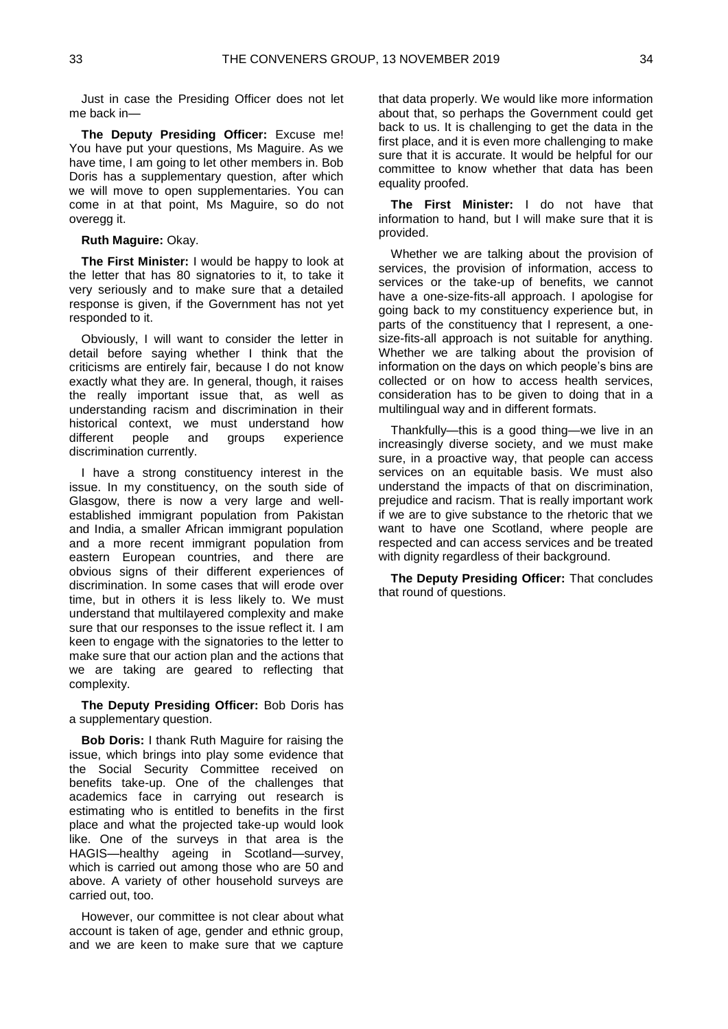Just in case the Presiding Officer does not let me back in—

**The Deputy Presiding Officer:** Excuse me! You have put your questions, Ms Maguire. As we have time, I am going to let other members in. Bob Doris has a supplementary question, after which we will move to open supplementaries. You can come in at that point, Ms Maguire, so do not overegg it.

**Ruth Maguire:** Okay.

**The First Minister:** I would be happy to look at the letter that has 80 signatories to it, to take it very seriously and to make sure that a detailed response is given, if the Government has not yet responded to it.

Obviously, I will want to consider the letter in detail before saying whether I think that the criticisms are entirely fair, because I do not know exactly what they are. In general, though, it raises the really important issue that, as well as understanding racism and discrimination in their historical context, we must understand how different people and groups experience discrimination currently.

I have a strong constituency interest in the issue. In my constituency, on the south side of Glasgow, there is now a very large and well-established immigrant population from Pakistan and India, a smaller African immigrant population and a more recent immigrant population from eastern European countries, and there are obvious signs of their different experiences of discrimination. In some cases that will erode over time, but in others it is less likely to. We must understand that multilayered complexity and make sure that our responses to the issue reflect it. I am keen to engage with the signatories to the letter to make sure that our action plan and the actions that we are taking are geared to reflecting that complexity.

**The Deputy Presiding Officer:** Bob Doris has a supplementary question.

**Bob Doris:** I thank Ruth Maguire for raising the issue, which brings into play some evidence that the Social Security Committee received on benefits take-up. One of the challenges that academics face in carrying out research is estimating who is entitled to benefits in the first place and what the projected take-up would look like. One of the surveys in that area is the HAGIS—healthy ageing in Scotland—survey, which is carried out among those who are 50 and above. A variety of other household surveys are carried out, too.

However, our committee is not clear about what account is taken of age, gender and ethnic group, and we are keen to make sure that we capture that data properly. We would like more information about that, so perhaps the Government could get back to us. It is challenging to get the data in the first place, and it is even more challenging to make sure that it is accurate. It would be helpful for our committee to know whether that data has been equality proofed.

**The First Minister:** I do not have that information to hand, but I will make sure that it is provided.

Whether we are talking about the provision of services, the provision of information, access to services or the take-up of benefits, we cannot have a one-size-fits-all approach. I apologise for going back to my constituency experience but, in parts of the constituency that I represent, a one-size-fits-all approach is not suitable for anything. Whether we are talking about the provision of information on the days on which people's bins are collected or on how to access health services, consideration has to be given to doing that in a multilingual way and in different formats.

Thankfully—this is a good thing—we live in an increasingly diverse society, and we must make sure, in a proactive way, that people can access services on an equitable basis. We must also understand the impacts of that on discrimination, prejudice and racism. That is really important work if we are to give substance to the rhetoric that we want to have one Scotland, where people are respected and can access services and be treated with dignity regardless of their background.

**The Deputy Presiding Officer:** That concludes that round of questions.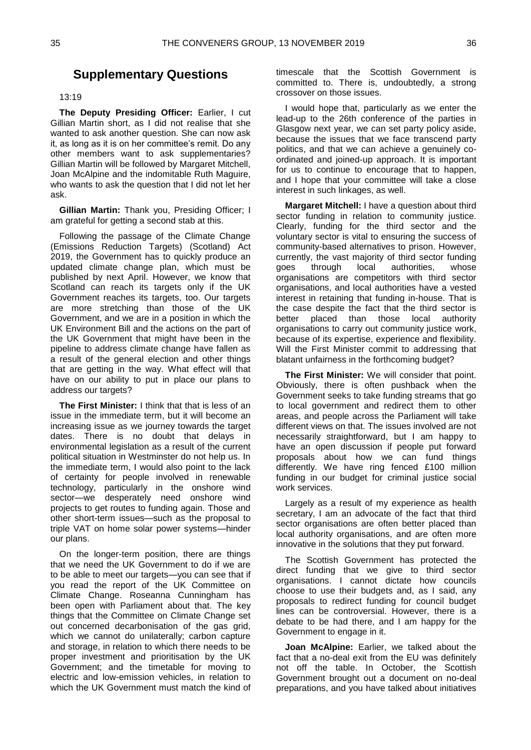## Supplementary Questions

13:19

**The Deputy Presiding Officer:** Earlier, I cut Gillian Martin short, as I did not realise that she wanted to ask another question. She can now ask it, as long as it is on her committee's remit. Do any other members want to ask supplementaries? Gillian Martin will be followed by Margaret Mitchell, Joan McAlpine and the indomitable Ruth Maguire, who wants to ask the question that I did not let her ask.

**Gillian Martin:** Thank you, Presiding Officer; I am grateful for getting a second stab at this.

Following the passage of the Climate Change (Emissions Reduction Targets) (Scotland) Act 2019, the Government has to quickly produce an updated climate change plan, which must be published by next April. However, we know that Scotland can reach its targets only if the UK Government reaches its targets, too. Our targets are more stretching than those of the UK Government, and we are in a position in which the UK Environment Bill and the actions on the part of the UK Government that might have been in the pipeline to address climate change have fallen as a result of the general election and other things that are getting in the way. What effect will that have on our ability to put in place our plans to address our targets?

**The First Minister:** I think that that is less of an issue in the immediate term, but it will become an increasing issue as we journey towards the target dates. There is no doubt that delays in environmental legislation as a result of the current political situation in Westminster do not help us. In the immediate term, I would also point to the lack of certainty for people involved in renewable technology, particularly in the onshore wind sector—we desperately need onshore wind projects to get routes to funding again. Those and other short-term issues—such as the proposal to triple VAT on home solar power systems—hinder our plans.

On the longer-term position, there are things that we need the UK Government to do if we are to be able to meet our targets—you can see that if you read the report of the UK Committee on Climate Change. Roseanna Cunningham has been open with Parliament about that. The key things that the Committee on Climate Change set out concerned decarbonisation of the gas grid, which we cannot do unilaterally; carbon capture and storage, in relation to which there needs to be proper investment and prioritisation by the UK Government; and the timetable for moving to electric and low-emission vehicles, in relation to which the UK Government must match the kind of timescale that the Scottish Government is committed to. There is, undoubtedly, a strong crossover on those issues.

I would hope that, particularly as we enter the lead-up to the 26th conference of the parties in Glasgow next year, we can set party policy aside, because the issues that we face transcend party politics, and that we can achieve a genuinely co-ordinated and joined-up approach. It is important for us to continue to encourage that to happen, and I hope that your committee will take a close interest in such linkages, as well.

**Margaret Mitchell:** I have a question about third sector funding in relation to community justice. Clearly, funding for the third sector and the voluntary sector is vital to ensuring the success of community-based alternatives to prison. However, currently, the vast majority of third sector funding goes through local authorities, whose organisations are competitors with third sector organisations, and local authorities have a vested interest in retaining that funding in-house. That is the case despite the fact that the third sector is better placed than those local authority organisations to carry out community justice work, because of its expertise, experience and flexibility. Will the First Minister commit to addressing that blatant unfairness in the forthcoming budget?

**The First Minister:** We will consider that point. Obviously, there is often pushback when the Government seeks to take funding streams that go to local government and redirect them to other areas, and people across the Parliament will take different views on that. The issues involved are not necessarily straightforward, but I am happy to have an open discussion if people put forward proposals about how we can fund things differently. We have ring fenced £100 million funding in our budget for criminal justice social work services.

Largely as a result of my experience as health secretary, I am an advocate of the fact that third sector organisations are often better placed than local authority organisations, and are often more innovative in the solutions that they put forward.

The Scottish Government has protected the direct funding that we give to third sector organisations. I cannot dictate how councils choose to use their budgets and, as I said, any proposals to redirect funding for council budget lines can be controversial. However, there is a debate to be had there, and I am happy for the Government to engage in it.

**Joan McAlpine:** Earlier, we talked about the fact that a no-deal exit from the EU was definitely not off the table. In October, the Scottish Government brought out a document on no-deal preparations, and you have talked about initiatives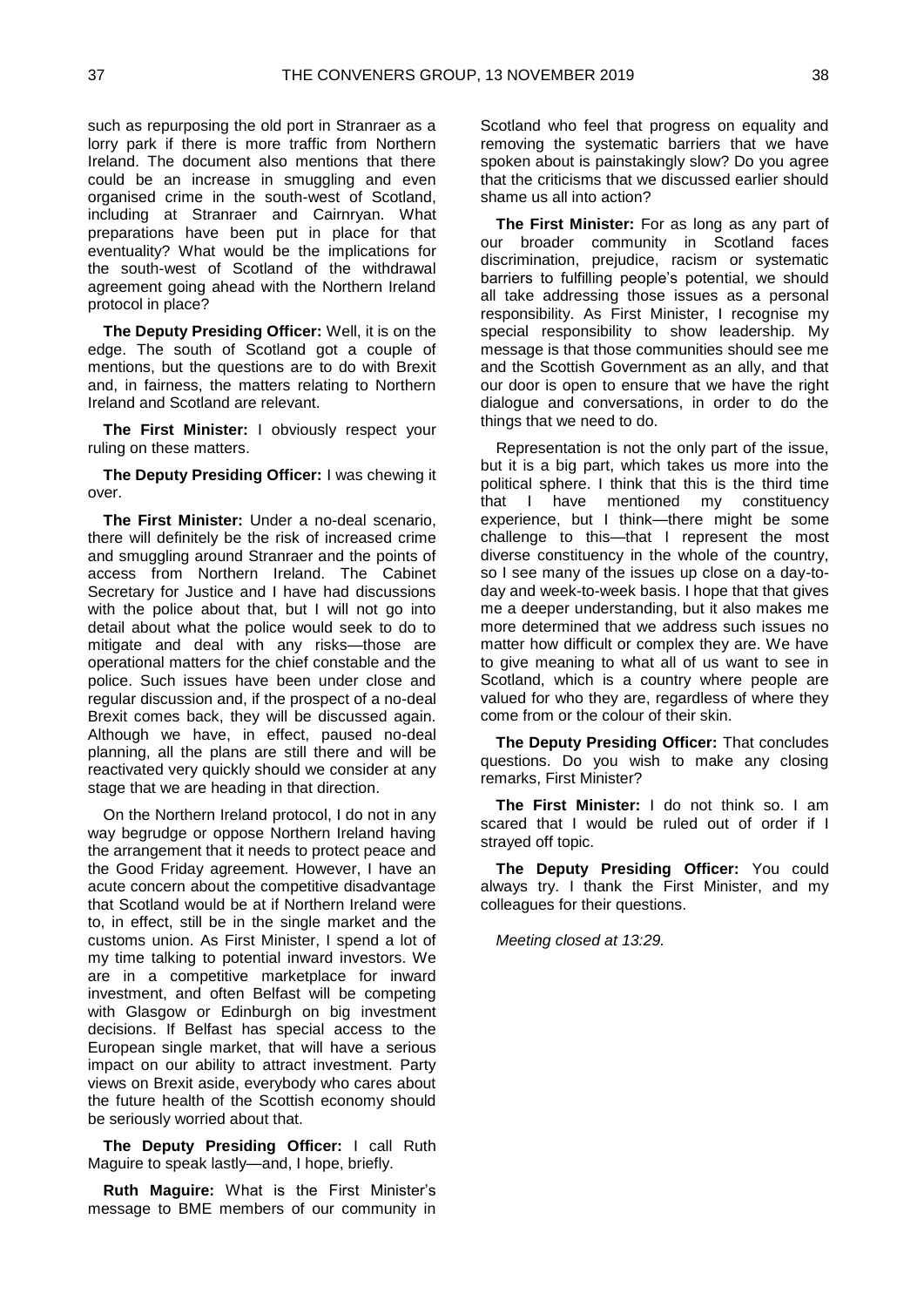such as repurposing the old port in Stranraer as a lorry park if there is more traffic from Northern Ireland. The document also mentions that there could be an increase in smuggling and even organised crime in the south-west of Scotland, including at Stranraer and Cairnryan. What preparations have been put in place for that eventuality? What would be the implications for the south-west of Scotland of the withdrawal agreement going ahead with the Northern Ireland protocol in place?

**The Deputy Presiding Officer:** Well, it is on the edge. The south of Scotland got a couple of mentions, but the questions are to do with Brexit and, in fairness, the matters relating to Northern Ireland and Scotland are relevant.

**The First Minister:** I obviously respect your ruling on these matters.

**The Deputy Presiding Officer:** I was chewing it over.

**The First Minister:** Under a no-deal scenario, there will definitely be the risk of increased crime and smuggling around Stranraer and the points of access from Northern Ireland. The Cabinet Secretary for Justice and I have had discussions with the police about that, but I will not go into detail about what the police would seek to do to mitigate and deal with any risks—those are operational matters for the chief constable and the police. Such issues have been under close and regular discussion and, if the prospect of a no-deal Brexit comes back, they will be discussed again. Although we have, in effect, paused no-deal planning, all the plans are still there and will be reactivated very quickly should we consider at any stage that we are heading in that direction.

On the Northern Ireland protocol, I do not in any way begrudge or oppose Northern Ireland having the arrangement that it needs to protect peace and the Good Friday agreement. However, I have an acute concern about the competitive disadvantage that Scotland would be at if Northern Ireland were to, in effect, still be in the single market and the customs union. As First Minister, I spend a lot of my time talking to potential inward investors. We are in a competitive marketplace for inward investment, and often Belfast will be competing with Glasgow or Edinburgh on big investment decisions. If Belfast has special access to the European single market, that will have a serious impact on our ability to attract investment. Party views on Brexit aside, everybody who cares about the future health of the Scottish economy should be seriously worried about that.

**The Deputy Presiding Officer:** I call Ruth Maguire to speak lastly—and, I hope, briefly.

**Ruth Maguire:** What is the First Minister's message to BME members of our community in Scotland who feel that progress on equality and removing the systematic barriers that we have spoken about is painstakingly slow? Do you agree that the criticisms that we discussed earlier should shame us all into action?

**The First Minister:** For as long as any part of our broader community in Scotland faces discrimination, prejudice, racism or systematic barriers to fulfilling people's potential, we should all take addressing those issues as a personal responsibility. As First Minister, I recognise my special responsibility to show leadership. My message is that those communities should see me and the Scottish Government as an ally, and that our door is open to ensure that we have the right dialogue and conversations, in order to do the things that we need to do.

Representation is not the only part of the issue, but it is a big part, which takes us more into the political sphere. I think that this is the third time that I have mentioned my constituency experience, but I think—there might be some challenge to this—that I represent the most diverse constituency in the whole of the country, so I see many of the issues up close on a day-to-day and week-to-week basis. I hope that that gives me a deeper understanding, but it also makes me more determined that we address such issues no matter how difficult or complex they are. We have to give meaning to what all of us want to see in Scotland, which is a country where people are valued for who they are, regardless of where they come from or the colour of their skin.

**The Deputy Presiding Officer:** That concludes questions. Do you wish to make any closing remarks, First Minister?

**The First Minister:** I do not think so. I am scared that I would be ruled out of order if I strayed off topic.

**The Deputy Presiding Officer:** You could always try. I thank the First Minister, and my colleagues for their questions.

*Meeting closed at 13:29.*